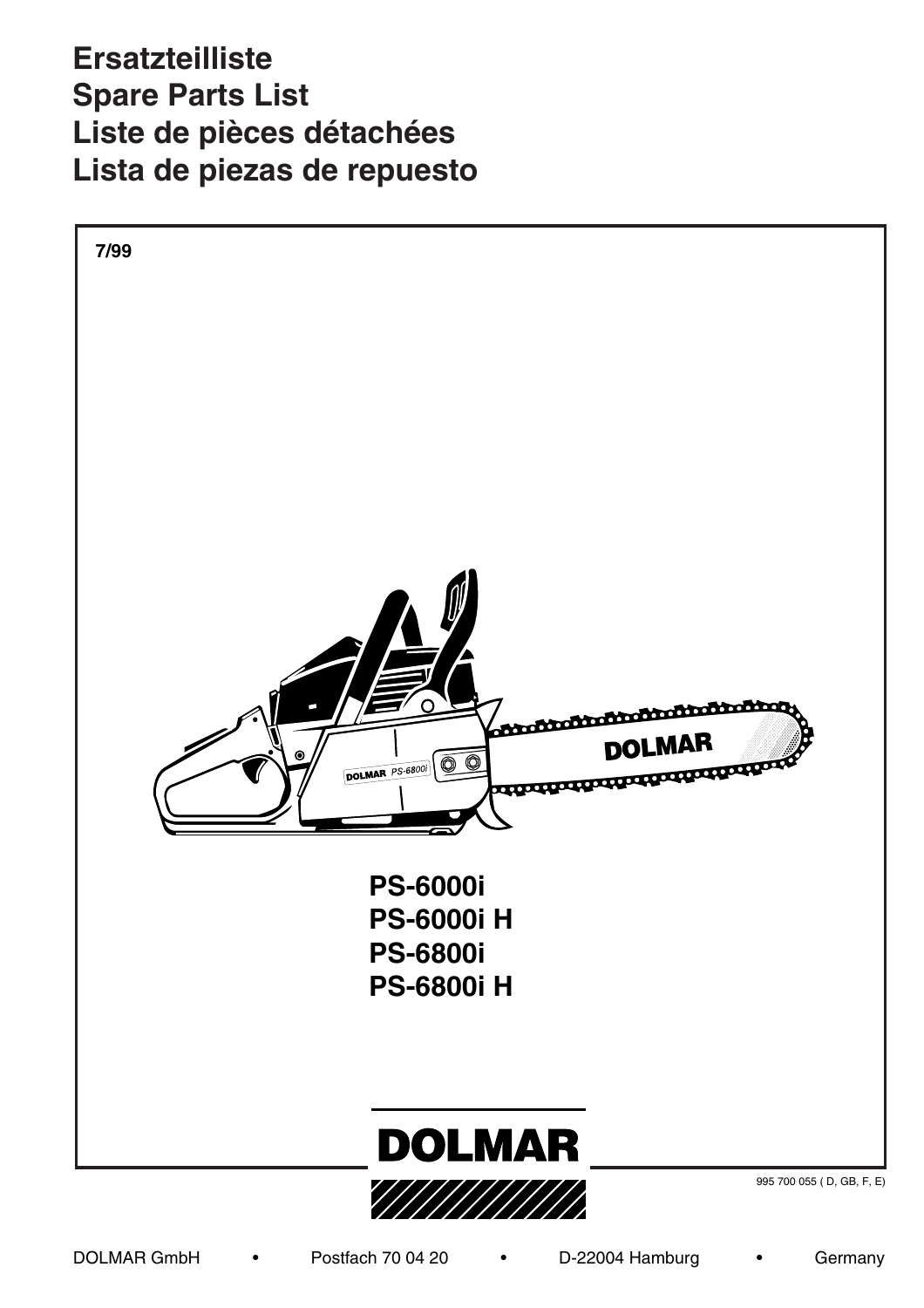# Ersatzteilliste
# Spare Parts List
# Liste de pièces détachées
# Lista de piezas de repuesto

7/99

**PS-6000i**
**PS-6000i H**
**PS-6800i**
**PS-6800i H**

**DOLMAR**

995 700 055 ( D, GB, F, E)

DOLMAR GmbH • Postfach 70 04 20 • D-22004 Hamburg • Germany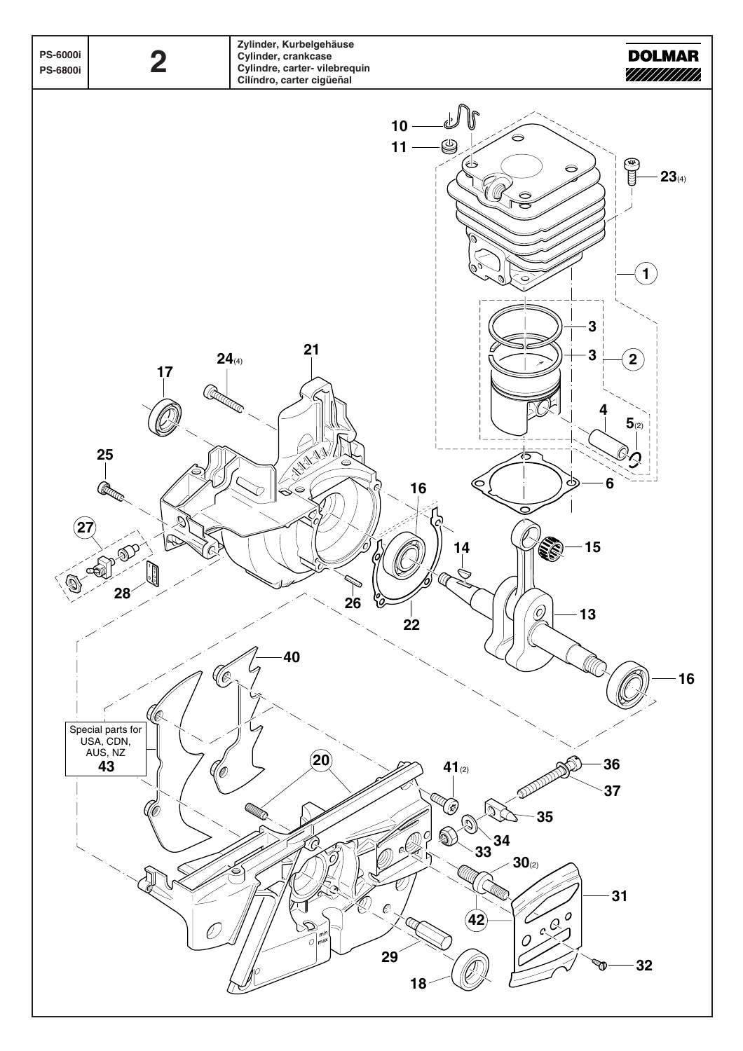PS-6000i
PS-6800i

# 2

Zylinder, Kurbelgehäuse
Cylinder, crankcase
Cylindre, carter- vilebrequin
Cilíndro, carter cigüeñal

DOLMAR

Special parts for USA, CDN, AUS, NZ
43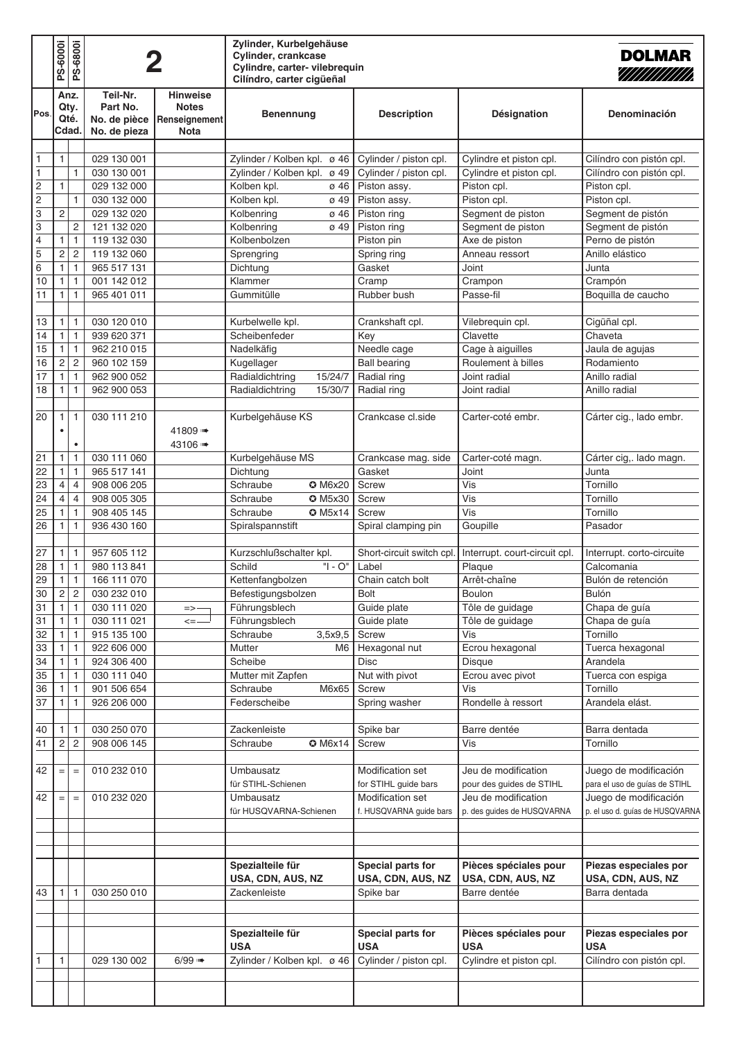| | PS-6000i | PS-6800i | 2 | | Zylinder, Kurbelgehäuse<br>Cylinder, crankcase<br>Cylindre, carter- vilebrequin<br>Cilíndro, carter cigüeñal | | | DOLMAR |
|---|---|---|---|---|---|---|---|---|
| Pos. | Anz.<br>Qty.<br>Qté.<br>Cdad. | | Teil-Nr.<br>Part No.<br>No. de pièce<br>No. de pieza | Hinweise<br>Notes<br>Renseignement<br>Nota | Benennung | Description | Désignation | Denominación |
| 1 | 1 | | 029 130 001 | | Zylinder / Kolben kpl. ø 46 | Cylinder / piston cpl. | Cylindre et piston cpl. | Cilíndro con pistón cpl. |
| 1 | | 1 | 030 130 001 | | Zylinder / Kolben kpl. ø 49 | Cylinder / piston cpl. | Cylindre et piston cpl. | Cilíndro con pistón cpl. |
| 2 | 1 | | 029 132 000 | | Kolben kpl. ø 46 | Piston assy. | Piston cpl. | Piston cpl. |
| 2 | | 1 | 030 132 000 | | Kolben kpl. ø 49 | Piston assy. | Piston cpl. | Piston cpl. |
| 3 | 2 | | 029 132 020 | | Kolbenring ø 46 | Piston ring | Segment de piston | Segment de pistón |
| 3 | | 2 | 121 132 020 | | Kolbenring ø 49 | Piston ring | Segment de piston | Segment de pistón |
| 4 | 1 | 1 | 119 132 030 | | Kolbenbolzen | Piston pin | Axe de piston | Perno de pistón |
| 5 | 2 | 2 | 119 132 060 | | Sprengring | Spring ring | Anneau ressort | Anillo elástico |
| 6 | 1 | 1 | 965 517 131 | | Dichtung | Gasket | Joint | Junta |
| 10 | 1 | 1 | 001 142 012 | | Klammer | Cramp | Crampon | Crampón |
| 11 | 1 | 1 | 965 401 011 | | Gummitülle | Rubber bush | Passe-fil | Boquilla de caucho |
| 13 | 1 | 1 | 030 120 010 | | Kurbelwelle kpl. | Crankshaft cpl. | Vilebrequin cpl. | Cigüñal cpl. |
| 14 | 1 | 1 | 939 620 371 | | Scheibenfeder | Key | Clavette | Chaveta |
| 15 | 1 | 1 | 962 210 015 | | Nadelkäfig | Needle cage | Cage à aiguilles | Jaula de agujas |
| 16 | 2 | 2 | 960 102 159 | | Kugellager | Ball bearing | Roulement à billes | Rodamiento |
| 17 | 1 | 1 | 962 900 052 | | Radialdichtring 15/24/7 | Radial ring | Joint radial | Anillo radial |
| 18 | 1 | 1 | 962 900 053 | | Radialdichtring 15/30/7 | Radial ring | Joint radial | Anillo radial |
| 20 | 1<br>• | 1<br><br>• | 030 111 210 | <br>41809 ➠<br>43106 ➠ | Kurbelgehäuse KS | Crankcase cl.side | Carter-coté embr. | Cárter cig., lado embr. |
| 21 | 1 | 1 | 030 111 060 | | Kurbelgehäuse MS | Crankcase mag. side | Carter-coté magn. | Cárter cig,. lado magn. |
| 22 | 1 | 1 | 965 517 141 | | Dichtung | Gasket | Joint | Junta |
| 23 | 4 | 4 | 908 006 205 | | Schraube ✪ M6x20 | Screw | Vis | Tornillo |
| 24 | 4 | 4 | 908 005 305 | | Schraube ✪ M5x30 | Screw | Vis | Tornillo |
| 25 | 1 | 1 | 908 405 145 | | Schraube ✪ M5x14 | Screw | Vis | Tornillo |
| 26 | 1 | 1 | 936 430 160 | | Spiralspannstift | Spiral clamping pin | Goupille | Pasador |
| 27 | 1 | 1 | 957 605 112 | | Kurzschlußschalter kpl. | Short-circuit switch cpl. | Interrupt. court-circuit cpl. | Interrupt. corto-circuite |
| 28 | 1 | 1 | 980 113 841 | | Schild "I - O" | Label | Plaque | Calcomania |
| 29 | 1 | 1 | 166 111 070 | | Kettenfangbolzen | Chain catch bolt | Arrêt-chaîne | Bulón de retención |
| 30 | 2 | 2 | 030 232 010 | | Befestigungsbolzen | Bolt | Boulon | Bulón |
| 31 | 1 | 1 | 030 111 020 | => | Führungsblech | Guide plate | Tôle de guidage | Chapa de guía |
| 31 | 1 | 1 | 030 111 021 | <= | Führungsblech | Guide plate | Tôle de guidage | Chapa de guía |
| 32 | 1 | 1 | 915 135 100 | | Schraube 3,5x9,5 | Screw | Vis | Tornillo |
| 33 | 1 | 1 | 922 606 000 | | Mutter M6 | Hexagonal nut | Ecrou hexagonal | Tuerca hexagonal |
| 34 | 1 | 1 | 924 306 400 | | Scheibe | Disc | Disque | Arandela |
| 35 | 1 | 1 | 030 111 040 | | Mutter mit Zapfen | Nut with pivot | Ecrou avec pivot | Tuerca con espiga |
| 36 | 1 | 1 | 901 506 654 | | Schraube M6x65 | Screw | Vis | Tornillo |
| 37 | 1 | 1 | 926 206 000 | | Federscheibe | Spring washer | Rondelle à ressort | Arandela elást. |
| 40 | 1 | 1 | 030 250 070 | | Zackenleiste | Spike bar | Barre dentée | Barra dentada |
| 41 | 2 | 2 | 908 006 145 | | Schraube ✪ M6x14 | Screw | Vis | Tornillo |
| 42 | = | = | 010 232 010 | | Umbausatz<br>für STIHL-Schienen | Modification set<br>for STIHL guide bars | Jeu de modification<br>pour des guides de STIHL | Juego de modificación<br>para el uso de guías de STIHL |
| 42 | = | = | 010 232 020 | | Umbausatz<br>für HUSQVARNA-Schienen | Modification set<br>f. HUSQVARNA guide bars | Jeu de modification<br>p. des guides de HUSQVARNA | Juego de modificación<br>p. el uso d. guías de HUSQVARNA |
| | | | | | **Spezialteile für USA, CDN, AUS, NZ** | **Special parts for USA, CDN, AUS, NZ** | **Pièces spéciales pour USA, CDN, AUS, NZ** | **Piezas especiales por USA, CDN, AUS, NZ** |
| 43 | 1 | 1 | 030 250 010 | | Zackenleiste | Spike bar | Barre dentée | Barra dentada |
| | | | | | **Spezialteile für USA** | **Special parts for USA** | **Pièces spéciales pour USA** | **Piezas especiales por USA** |
| 1 | 1 | | 029 130 002 | 6/99 ➠ | Zylinder / Kolben kpl. ø 46 | Cylinder / piston cpl. | Cylindre et piston cpl. | Cilíndro con pistón cpl. |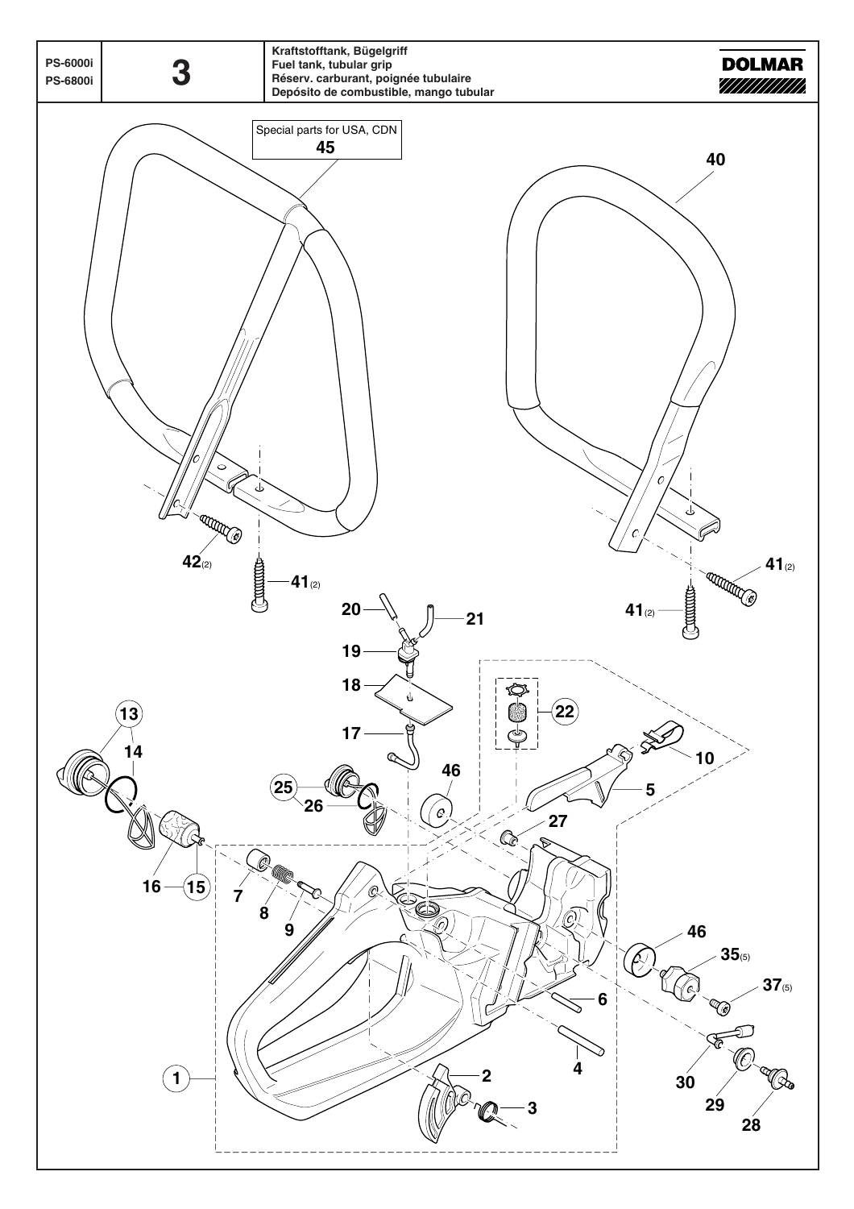PS-6000i
PS-6800i

# 3

**Kraftstofftank, Bügelgriff**
**Fuel tank, tubular grip**
**Réserv. carburant, poignée tubulaire**
**Depósito de combustible, mango tubular**

DOLMAR

Special parts for USA, CDN
**45**

**40**

**42**(2)

**41**(2)

**41**(2)

**41**(2)

**20**

**21**

**19**

**18**

**17**

**13**

**14**

**22**

**10**

**46**

**25**

**26**

**5**

**27**

**16**

**15**

**7**

**8**

**9**

**46**

**35**(5)

**37**(5)

**6**

**4**

**1**

**2**

**3**

**30**

**29**

**28**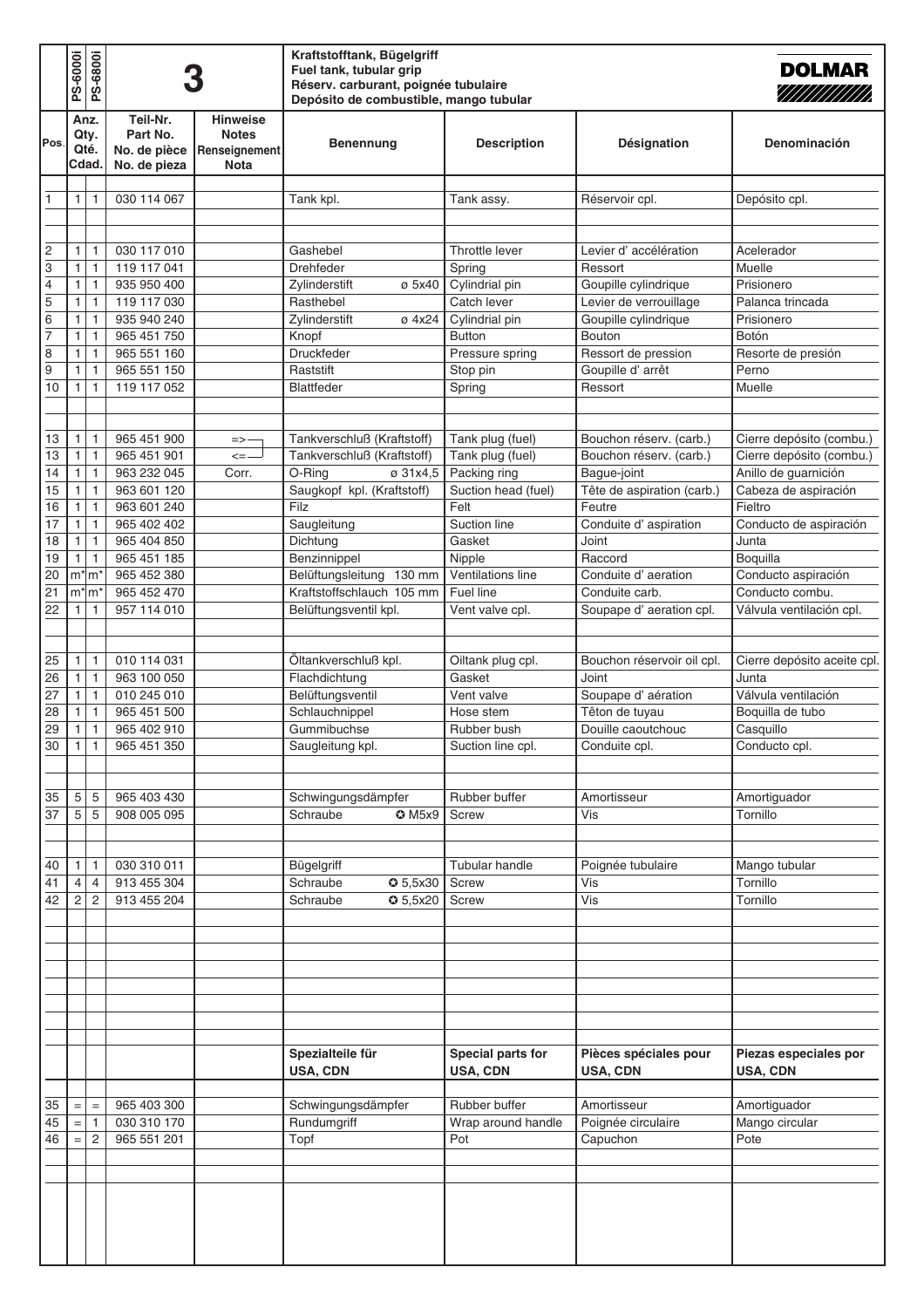| | PS-6000i | PS-6800i | 3 | | Kraftstofftank, Bügelgriff<br>Fuel tank, tubular grip<br>Réserv. carburant, poignée tubulaire<br>Depósito de combustible, mango tubular | | | DOLMAR |
|---|---|---|---|---|---|---|---|---|
| Pos. | Anz.<br>Qty.<br>Qté.<br>Cdad. | | Teil-Nr.<br>Part No.<br>No. de pièce<br>No. de pieza | Hinweise<br>Notes<br>Renseignement<br>Nota | Benennung | Description | Désignation | Denominación |
| 1 | 1 | 1 | 030 114 067 | | Tank kpl. | Tank assy. | Réservoir cpl. | Depósito cpl. |
| 2 | 1 | 1 | 030 117 010 | | Gashebel | Throttle lever | Levier d' accélération | Acelerador |
| 3 | 1 | 1 | 119 117 041 | | Drehfeder | Spring | Ressort | Muelle |
| 4 | 1 | 1 | 935 950 400 | | Zylinderstift ø 5x40 | Cylindrial pin | Goupille cylindrique | Prisionero |
| 5 | 1 | 1 | 119 117 030 | | Rasthebel | Catch lever | Levier de verrouillage | Palanca trincada |
| 6 | 1 | 1 | 935 940 240 | | Zylinderstift ø 4x24 | Cylindrial pin | Goupille cylindrique | Prisionero |
| 7 | 1 | 1 | 965 451 750 | | Knopf | Button | Bouton | Botón |
| 8 | 1 | 1 | 965 551 160 | | Druckfeder | Pressure spring | Ressort de pression | Resorte de presión |
| 9 | 1 | 1 | 965 551 150 | | Raststift | Stop pin | Goupille d' arrêt | Perno |
| 10 | 1 | 1 | 119 117 052 | | Blattfeder | Spring | Ressort | Muelle |
| 13 | 1 | 1 | 965 451 900 | => | Tankverschluß (Kraftstoff) | Tank plug (fuel) | Bouchon réserv. (carb.) | Cierre depósito (combu.) |
| 13 | 1 | 1 | 965 451 901 | <= | Tankverschluß (Kraftstoff) | Tank plug (fuel) | Bouchon réserv. (carb.) | Cierre depósito (combu.) |
| 14 | 1 | 1 | 963 232 045 | Corr. | O-Ring ø 31x4,5 | Packing ring | Bague-joint | Anillo de guarnición |
| 15 | 1 | 1 | 963 601 120 | | Saugkopf kpl. (Kraftstoff) | Suction head (fuel) | Tête de aspiration (carb.) | Cabeza de aspiración |
| 16 | 1 | 1 | 963 601 240 | | Filz | Felt | Feutre | Fieltro |
| 17 | 1 | 1 | 965 402 402 | | Saugleitung | Suction line | Conduite d' aspiration | Conducto de aspiración |
| 18 | 1 | 1 | 965 404 850 | | Dichtung | Gasket | Joint | Junta |
| 19 | 1 | 1 | 965 451 185 | | Benzinnippel | Nipple | Raccord | Boquilla |
| 20 | m* | m* | 965 452 380 | | Belüftungsleitung 130 mm | Ventilations line | Conduite d' aeration | Conducto aspiración |
| 21 | m* | m* | 965 452 470 | | Kraftstoffschlauch 105 mm | Fuel line | Conduite carb. | Conducto combu. |
| 22 | 1 | 1 | 957 114 010 | | Belüftungsventil kpl. | Vent valve cpl. | Soupape d' aeration cpl. | Válvula ventilación cpl. |
| 25 | 1 | 1 | 010 114 031 | | Öltankverschluß kpl. | Oiltank plug cpl. | Bouchon réservoir oil cpl. | Cierre depósito aceite cpl. |
| 26 | 1 | 1 | 963 100 050 | | Flachdichtung | Gasket | Joint | Junta |
| 27 | 1 | 1 | 010 245 010 | | Belüftungsventil | Vent valve | Soupape d' aération | Válvula ventilación |
| 28 | 1 | 1 | 965 451 500 | | Schlauchnippel | Hose stem | Têton de tuyau | Boquilla de tubo |
| 29 | 1 | 1 | 965 402 910 | | Gummibuchse | Rubber bush | Douille caoutchouc | Casquillo |
| 30 | 1 | 1 | 965 451 350 | | Saugleitung kpl. | Suction line cpl. | Conduite cpl. | Conducto cpl. |
| 35 | 5 | 5 | 965 403 430 | | Schwingungsdämpfer | Rubber buffer | Amortisseur | Amortiguador |
| 37 | 5 | 5 | 908 005 095 | | Schraube ✪ M5x9 | Screw | Vis | Tornillo |
| 40 | 1 | 1 | 030 310 011 | | Bügelgriff | Tubular handle | Poignée tubulaire | Mango tubular |
| 41 | 4 | 4 | 913 455 304 | | Schraube ✪ 5,5x30 | Screw | Vis | Tornillo |
| 42 | 2 | 2 | 913 455 204 | | Schraube ✪ 5,5x20 | Screw | Vis | Tornillo |
| | | | | | **Spezialteile für USA, CDN** | **Special parts for USA, CDN** | **Pièces spéciales pour USA, CDN** | **Piezas especiales por USA, CDN** |
| 35 | = | = | 965 403 300 | | Schwingungsdämpfer | Rubber buffer | Amortisseur | Amortiguador |
| 45 | = | 1 | 030 310 170 | | Rundumgriff | Wrap around handle | Poignée circulaire | Mango circular |
| 46 | = | 2 | 965 551 201 | | Topf | Pot | Capuchon | Pote |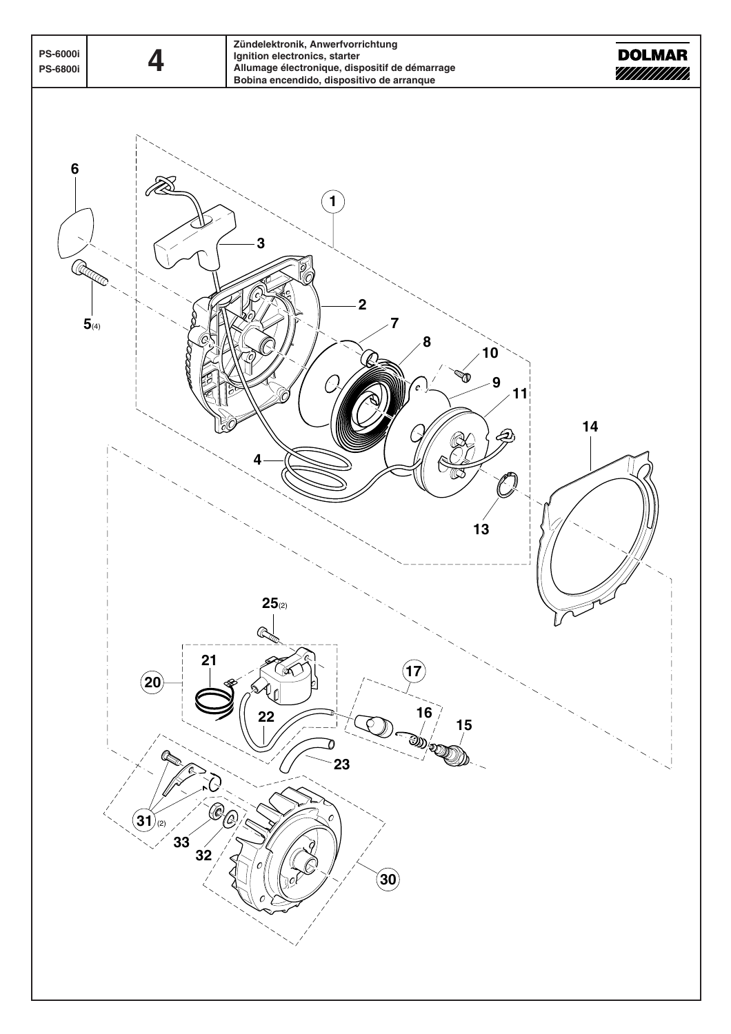| PS-6000i<br>PS-6800i | 4 | Zündelektronik, Anwerfvorrichtung<br>Ignition electronics, starter<br>Allumage électronique, dispositif de démarrage<br>Bobina encendido, dispositivo de arranque | DOLMAR |
|---|---|---|---|

6

1

3

2

5(4)

7

8

10

9

11

14

4

13

25(2)

21

20

17

16

15

22

23

31(2)

33

32

30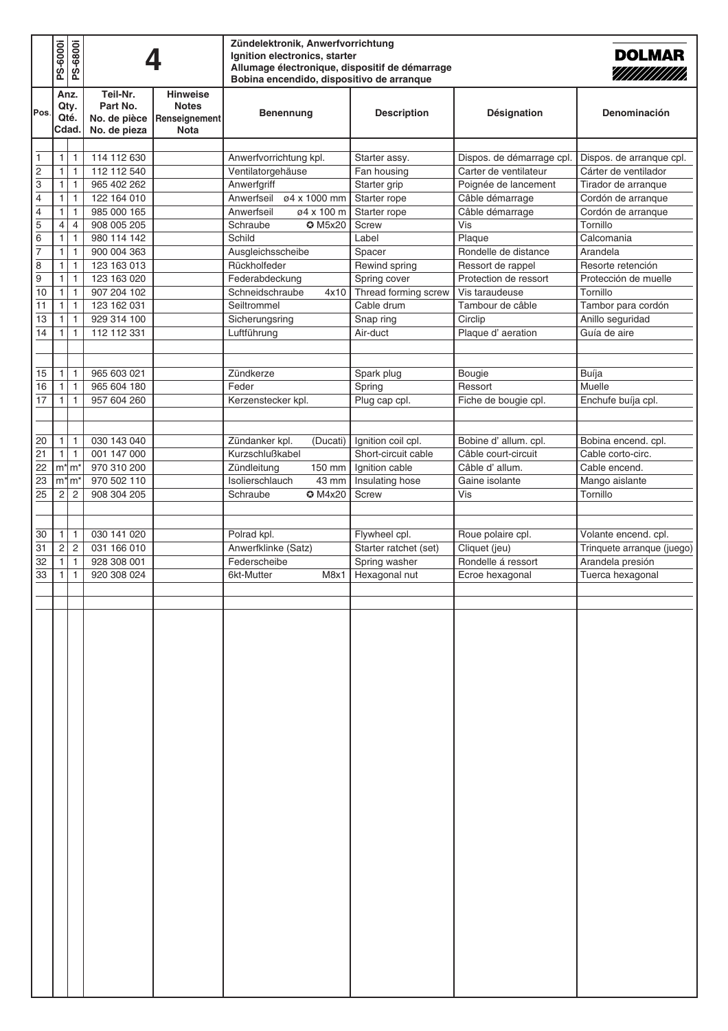# 4

**Zündelektronik, Anwerfvorrichtung**
**Ignition electronics, starter**
**Allumage électronique, dispositif de démarrage**
**Bobina encendido, dispositivo de arranque**

**DOLMAR**

| Pos. | PS-6000i Anz. Qty. Qté. Cdad. | PS-6800i | Teil-Nr. Part No. No. de pièce No. de pieza | Hinweise Notes Renseignement Nota | Benennung | Description | Désignation | Denominación |
|---|---|---|---|---|---|---|---|---|
| 1 | 1 | 1 | 114 112 630 | | Anwerfvorrichtung kpl. | Starter assy. | Dispos. de démarrage cpl. | Dispos. de arranque cpl. |
| 2 | 1 | 1 | 112 112 540 | | Ventilatorgehäuse | Fan housing | Carter de ventilateur | Cárter de ventilador |
| 3 | 1 | 1 | 965 402 262 | | Anwerfgriff | Starter grip | Poignée de lancement | Tirador de arranque |
| 4 | 1 | 1 | 122 164 010 | | Anwerfseil ø4 x 1000 mm | Starter rope | Câble démarrage | Cordón de arranque |
| 4 | 1 | 1 | 985 000 165 | | Anwerfseil ø4 x 100 m | Starter rope | Câble démarrage | Cordón de arranque |
| 5 | 4 | 4 | 908 005 205 | | Schraube ✪ M5x20 | Screw | Vis | Tornillo |
| 6 | 1 | 1 | 980 114 142 | | Schild | Label | Plaque | Calcomania |
| 7 | 1 | 1 | 900 004 363 | | Ausgleichsscheibe | Spacer | Rondelle de distance | Arandela |
| 8 | 1 | 1 | 123 163 013 | | Rückholfeder | Rewind spring | Ressort de rappel | Resorte retención |
| 9 | 1 | 1 | 123 163 020 | | Federabdeckung | Spring cover | Protection de ressort | Protección de muelle |
| 10 | 1 | 1 | 907 204 102 | | Schneidschraube 4x10 | Thread forming screw | Vis taraudeuse | Tornillo |
| 11 | 1 | 1 | 123 162 031 | | Seiltrommel | Cable drum | Tambour de câble | Tambor para cordón |
| 13 | 1 | 1 | 929 314 100 | | Sicherungsring | Snap ring | Circlip | Anillo seguridad |
| 14 | 1 | 1 | 112 112 331 | | Luftführung | Air-duct | Plaque d' aeration | Guía de aire |
| 15 | 1 | 1 | 965 603 021 | | Zündkerze | Spark plug | Bougie | Buíja |
| 16 | 1 | 1 | 965 604 180 | | Feder | Spring | Ressort | Muelle |
| 17 | 1 | 1 | 957 604 260 | | Kerzenstecker kpl. | Plug cap cpl. | Fiche de bougie cpl. | Enchufe buíja cpl. |
| 20 | 1 | 1 | 030 143 040 | | Zündanker kpl. (Ducati) | Ignition coil cpl. | Bobine d' allum. cpl. | Bobina encend. cpl. |
| 21 | 1 | 1 | 001 147 000 | | Kurzschlußkabel | Short-circuit cable | Câble court-circuit | Cable corto-circ. |
| 22 | m* | m* | 970 310 200 | | Zündleitung 150 mm | Ignition cable | Câble d' allum. | Cable encend. |
| 23 | m* | m* | 970 502 110 | | Isolierschlauch 43 mm | Insulating hose | Gaine isolante | Mango aislante |
| 25 | 2 | 2 | 908 304 205 | | Schraube ✪ M4x20 | Screw | Vis | Tornillo |
| 30 | 1 | 1 | 030 141 020 | | Polrad kpl. | Flywheel cpl. | Roue polaire cpl. | Volante encend. cpl. |
| 31 | 2 | 2 | 031 166 010 | | Anwerfklinke (Satz) | Starter ratchet (set) | Cliquet (jeu) | Trinquete arranque (juego) |
| 32 | 1 | 1 | 928 308 001 | | Federscheibe | Spring washer | Rondelle á ressort | Arandela presión |
| 33 | 1 | 1 | 920 308 024 | | 6kt-Mutter M8x1 | Hexagonal nut | Ecroe hexagonal | Tuerca hexagonal |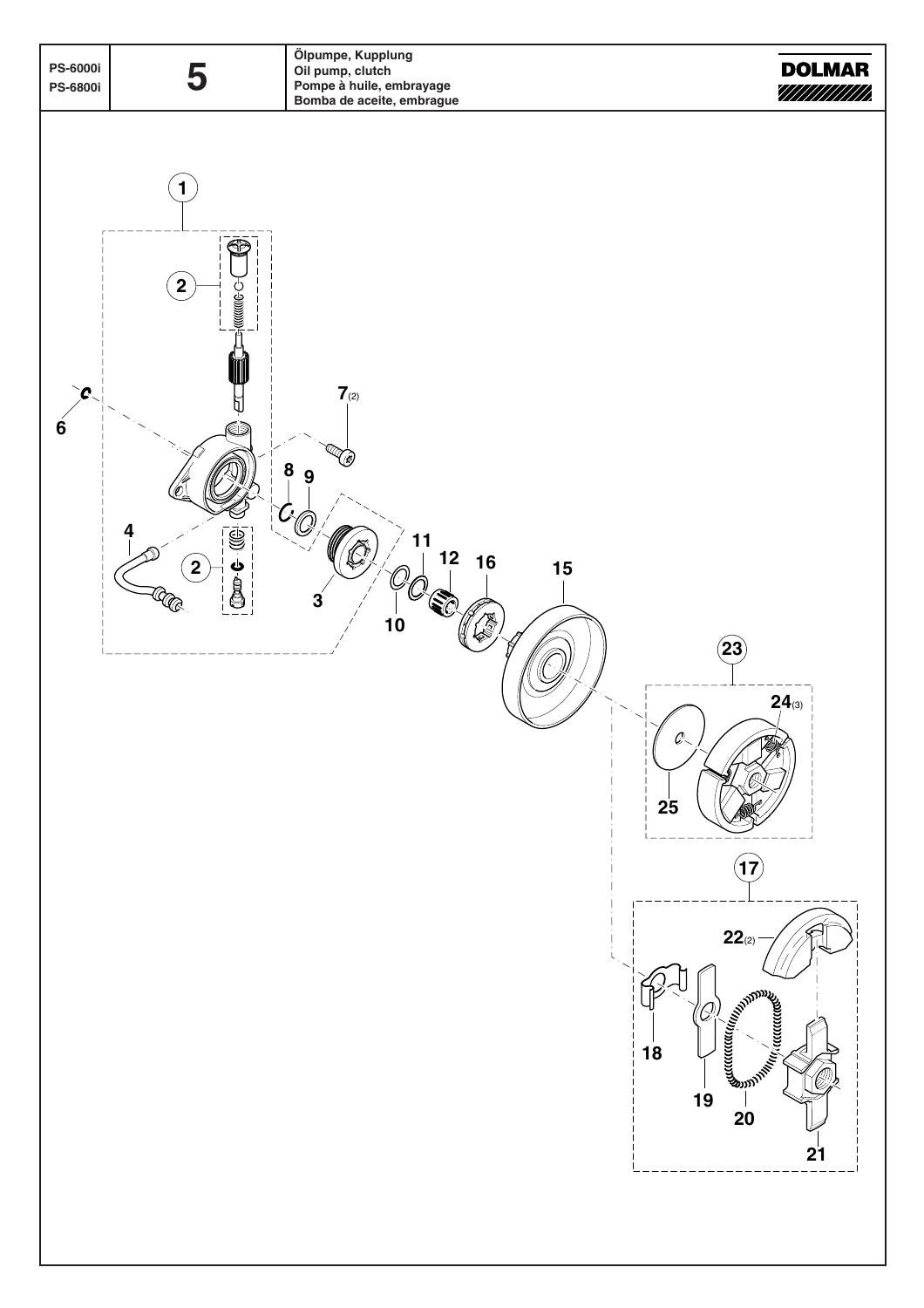PS-6000i
PS-6800i

# 5

Ölpumpe, Kupplung
Oil pump, clutch
Pompe à huile, embrayage
Bomba de aceite, embrague

1
2
6
7(2)
8
9
4
2
3
11
12
16
15
10
23
24(3)
25
17
22(2)
18
19
20
21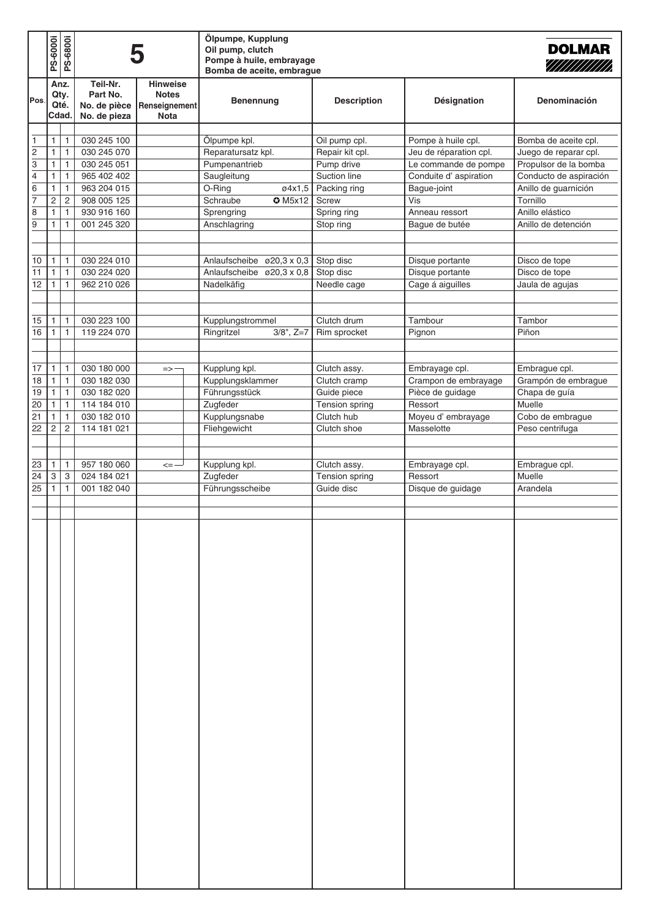| | PS-6000i | PS-6800i | 5 | | Ölpumpe, Kupplung<br>Oil pump, clutch<br>Pompe à huile, embrayage<br>Bomba de aceite, embrague | | | DOLMAR |
|---|---|---|---|---|---|---|---|---|
| Pos. | Anz. Qty. Qté. Cdad. | | Teil-Nr.<br>Part No.<br>No. de pièce<br>No. de pieza | Hinweise<br>Notes<br>Renseignement<br>Nota | Benennung | Description | Désignation | Denominación |
| 1 | 1 | 1 | 030 245 100 | | Ölpumpe kpl. | Oil pump cpl. | Pompe à huile cpl. | Bomba de aceite cpl. |
| 2 | 1 | 1 | 030 245 070 | | Reparatursatz kpl. | Repair kit cpl. | Jeu de réparation cpl. | Juego de reparar cpl. |
| 3 | 1 | 1 | 030 245 051 | | Pumpenantrieb | Pump drive | Le commande de pompe | Propulsor de la bomba |
| 4 | 1 | 1 | 965 402 402 | | Saugleitung | Suction line | Conduite d' aspiration | Conducto de aspiración |
| 6 | 1 | 1 | 963 204 015 | | O-Ring ø4x1,5 | Packing ring | Bague-joint | Anillo de guarnición |
| 7 | 2 | 2 | 908 005 125 | | Schraube ✪ M5x12 | Screw | Vis | Tornillo |
| 8 | 1 | 1 | 930 916 160 | | Sprengring | Spring ring | Anneau ressort | Anillo elástico |
| 9 | 1 | 1 | 001 245 320 | | Anschlagring | Stop ring | Bague de butée | Anillo de detención |
| 10 | 1 | 1 | 030 224 010 | | Anlaufscheibe ø20,3 x 0,3 | Stop disc | Disque portante | Disco de tope |
| 11 | 1 | 1 | 030 224 020 | | Anlaufscheibe ø20,3 x 0,8 | Stop disc | Disque portante | Disco de tope |
| 12 | 1 | 1 | 962 210 026 | | Nadelkäfig | Needle cage | Cage á aiguilles | Jaula de agujas |
| 15 | 1 | 1 | 030 223 100 | | Kupplungstrommel | Clutch drum | Tambour | Tambor |
| 16 | 1 | 1 | 119 224 070 | | Ringritzel 3/8", Z=7 | Rim sprocket | Pignon | Piñon |
| 17 | 1 | 1 | 030 180 000 | => | Kupplung kpl. | Clutch assy. | Embrayage cpl. | Embrague cpl. |
| 18 | 1 | 1 | 030 182 030 | | Kupplungsklammer | Clutch cramp | Crampon de embrayage | Grampón de embrague |
| 19 | 1 | 1 | 030 182 020 | | Führungsstück | Guide piece | Pièce de guidage | Chapa de guía |
| 20 | 1 | 1 | 114 184 010 | | Zugfeder | Tension spring | Ressort | Muelle |
| 21 | 1 | 1 | 030 182 010 | | Kupplungsnabe | Clutch hub | Moyeu d' embrayage | Cobo de embrague |
| 22 | 2 | 2 | 114 181 021 | | Fliehgewicht | Clutch shoe | Masselotte | Peso centrifuga |
| 23 | 1 | 1 | 957 180 060 | <= | Kupplung kpl. | Clutch assy. | Embrayage cpl. | Embrague cpl. |
| 24 | 3 | 3 | 024 184 021 | | Zugfeder | Tension spring | Ressort | Muelle |
| 25 | 1 | 1 | 001 182 040 | | Führungsscheibe | Guide disc | Disque de guidage | Arandela |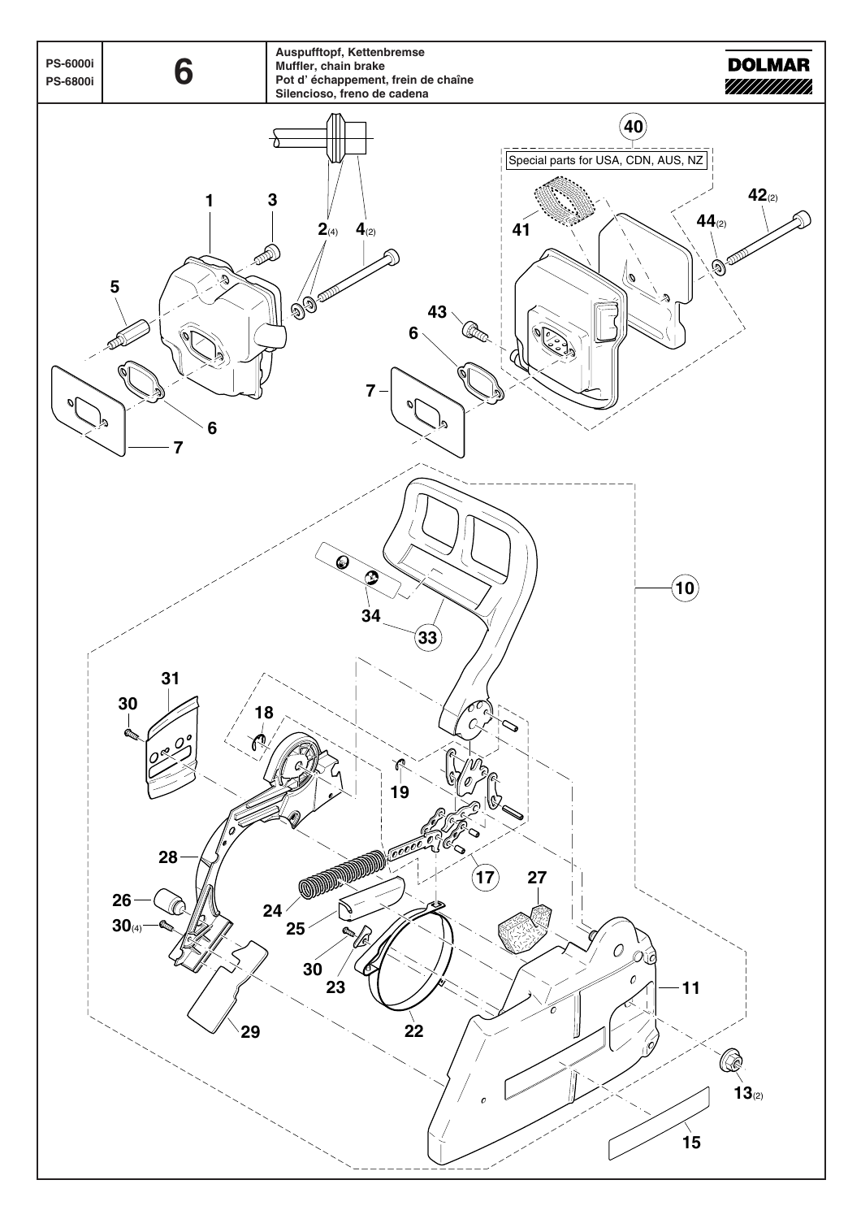PS-6000i
PS-6800i

# 6

**Auspufftopf, Kettenbremse**
**Muffler, chain brake**
**Pot d' échappement, frein de chaîne**
**Silencioso, freno de cadena**

DOLMAR

Special parts for USA, CDN, AUS, NZ

1
2(4)
3
4(2)
5
6
7
10
11
13(2)
15
17
18
19
22
23
24
25
26
27
28
29
30
30(4)
31
33
34
40
41
42(2)
43
44(2)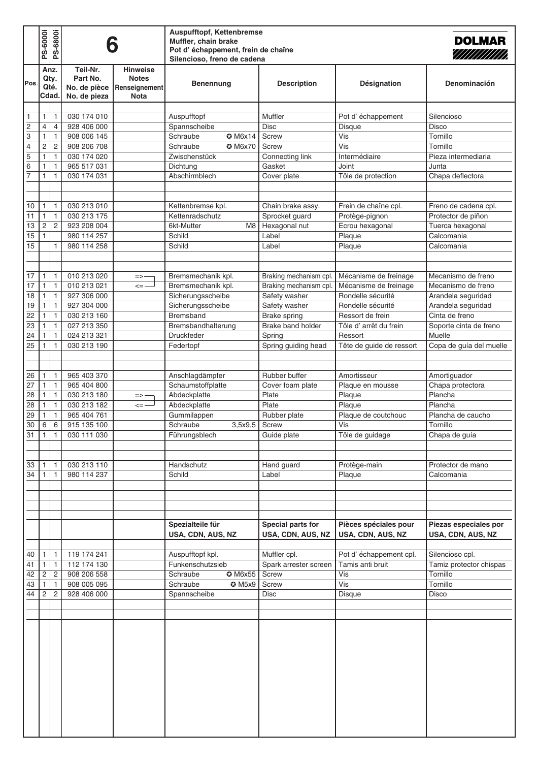| | PS-6000i | PS-6800i | 6 | | Auspufftopf, Kettenbremse<br>Muffler, chain brake<br>Pot d' échappement, frein de chaîne<br>Silencioso, freno de cadena | | | DOLMAR |
|---|---|---|---|---|---|---|---|---|
| Pos. | Anz. Qty. Qté. Cdad. | | Teil-Nr. Part No. No. de pièce No. de pieza | Hinweise Notes Renseignement Nota | Benennung | Description | Désignation | Denominación |
| 1 | 1 | 1 | 030 174 010 | | Auspufftopf | Muffler | Pot d' échappement | Silencioso |
| 2 | 4 | 4 | 928 406 000 | | Spannscheibe | Disc | Disque | Disco |
| 3 | 1 | 1 | 908 006 145 | | Schraube ✪ M6x14 | Screw | Vis | Tornillo |
| 4 | 2 | 2 | 908 206 708 | | Schraube ✪ M6x70 | Screw | Vis | Tornillo |
| 5 | 1 | 1 | 030 174 020 | | Zwischenstück | Connecting link | Intermédiaire | Pieza intermediaria |
| 6 | 1 | 1 | 965 517 031 | | Dichtung | Gasket | Joint | Junta |
| 7 | 1 | 1 | 030 174 031 | | Abschirmblech | Cover plate | Tôle de protection | Chapa deflectora |
| 10 | 1 | 1 | 030 213 010 | | Kettenbremse kpl. | Chain brake assy. | Frein de chaîne cpl. | Freno de cadena cpl. |
| 11 | 1 | 1 | 030 213 175 | | Kettenradschutz | Sprocket guard | Protège-pignon | Protector de piñon |
| 13 | 2 | 2 | 923 208 004 | | 6kt-Mutter M8 | Hexagonal nut | Ecrou hexagonal | Tuerca hexagonal |
| 15 | 1 | | 980 114 257 | | Schild | Label | Plaque | Calcomania |
| 15 | | 1 | 980 114 258 | | Schild | Label | Plaque | Calcomania |
| 17 | 1 | 1 | 010 213 020 | => | Bremsmechanik kpl. | Braking mechanism cpl. | Mécanisme de freinage | Mecanismo de freno |
| 17 | 1 | 1 | 010 213 021 | <= | Bremsmechanik kpl. | Braking mechanism cpl. | Mécanisme de freinage | Mecanismo de freno |
| 18 | 1 | 1 | 927 306 000 | | Sicherungsscheibe | Safety washer | Rondelle sécurité | Arandela seguridad |
| 19 | 1 | 1 | 927 304 000 | | Sicherungsscheibe | Safety washer | Rondelle sécurité | Arandela seguridad |
| 22 | 1 | 1 | 030 213 160 | | Bremsband | Brake spring | Ressort de frein | Cinta de freno |
| 23 | 1 | 1 | 027 213 350 | | Bremsbandhalterung | Brake band holder | Tôle d' arrêt du frein | Soporte cinta de freno |
| 24 | 1 | 1 | 024 213 321 | | Druckfeder | Spring | Ressort | Muelle |
| 25 | 1 | 1 | 030 213 190 | | Federtopf | Spring guiding head | Tête de guide de ressort | Copa de guía del muelle |
| 26 | 1 | 1 | 965 403 370 | | Anschlagdämpfer | Rubber buffer | Amortisseur | Amortiguador |
| 27 | 1 | 1 | 965 404 800 | | Schaumstoffplatte | Cover foam plate | Plaque en mousse | Chapa protectora |
| 28 | 1 | 1 | 030 213 180 | => | Abdeckplatte | Plate | Plaque | Plancha |
| 28 | 1 | 1 | 030 213 182 | <= | Abdeckplatte | Plate | Plaque | Plancha |
| 29 | 1 | 1 | 965 404 761 | | Gummilappen | Rubber plate | Plaque de coutchouc | Plancha de caucho |
| 30 | 6 | 6 | 915 135 100 | | Schraube 3,5x9,5 | Screw | Vis | Tornillo |
| 31 | 1 | 1 | 030 111 030 | | Führungsblech | Guide plate | Tôle de guidage | Chapa de guía |
| 33 | 1 | 1 | 030 213 110 | | Handschutz | Hand guard | Protège-main | Protector de mano |
| 34 | 1 | 1 | 980 114 237 | | Schild | Label | Plaque | Calcomania |
| | | | | | **Spezialteile für USA, CDN, AUS, NZ** | **Special parts for USA, CDN, AUS, NZ** | **Pièces spéciales pour USA, CDN, AUS, NZ** | **Piezas especiales por USA, CDN, AUS, NZ** |
| 40 | 1 | 1 | 119 174 241 | | Auspufftopf kpl. | Muffler cpl. | Pot d' échappement cpl. | Silencioso cpl. |
| 41 | 1 | 1 | 112 174 130 | | Funkenschutzsieb | Spark arrester screen | Tamis anti bruit | Tamiz protector chispas |
| 42 | 2 | 2 | 908 206 558 | | Schraube ✪ M6x55 | Screw | Vis | Tornillo |
| 43 | 1 | 1 | 908 005 095 | | Schraube ✪ M5x9 | Screw | Vis | Tornillo |
| 44 | 2 | 2 | 928 406 000 | | Spannscheibe | Disc | Disque | Disco |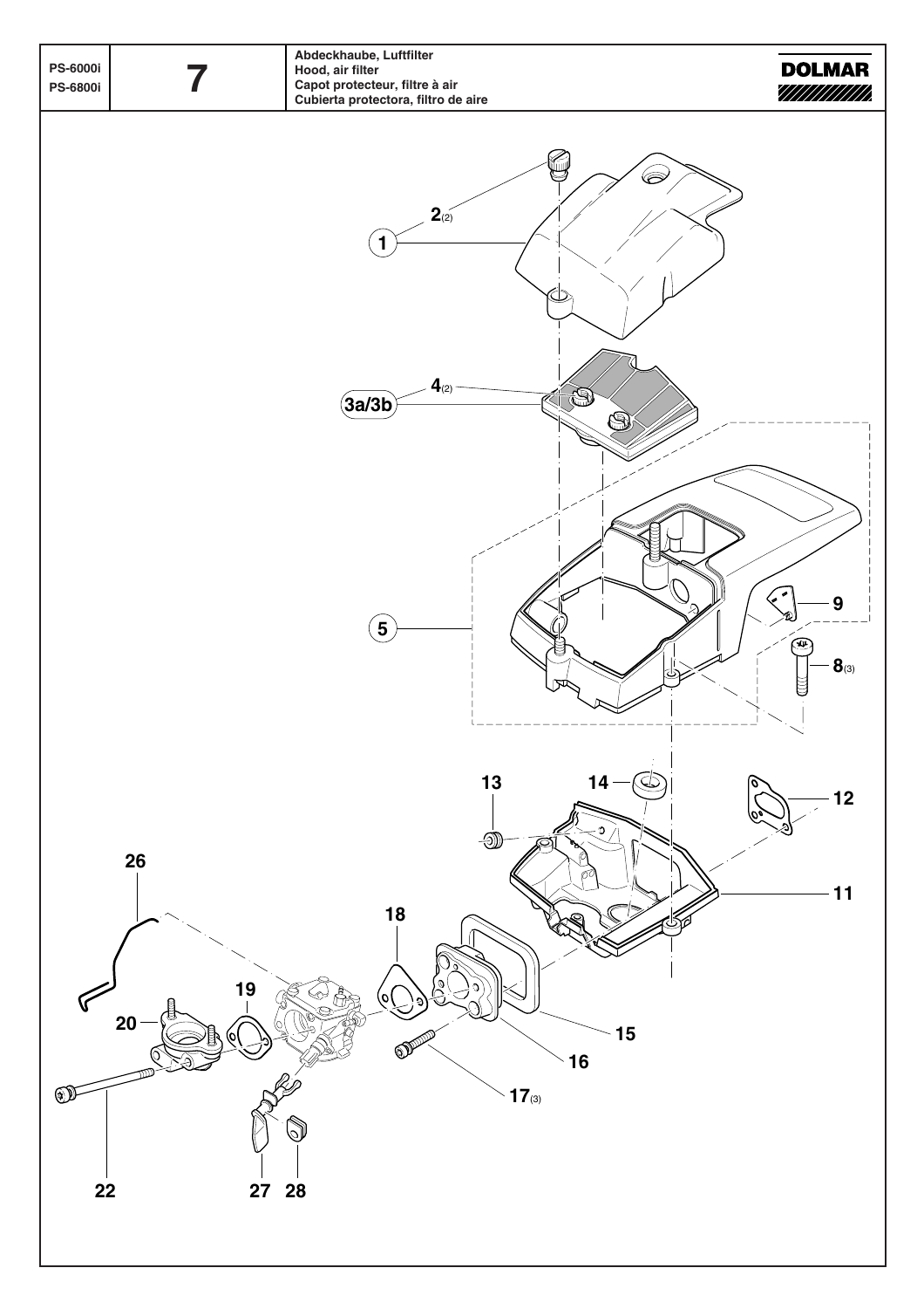PS-6000i
PS-6800i

# 7

**Abdeckhaube, Luftfilter**
**Hood, air filter**
**Capot protecteur, filtre à air**
**Cubierta protectora, filtro de aire**

DOLMAR

1
2(2)
3a/3b
4(2)
5
8(3)
9
11
12
13
14
15
16
17(3)
18
19
20
22
26
27
28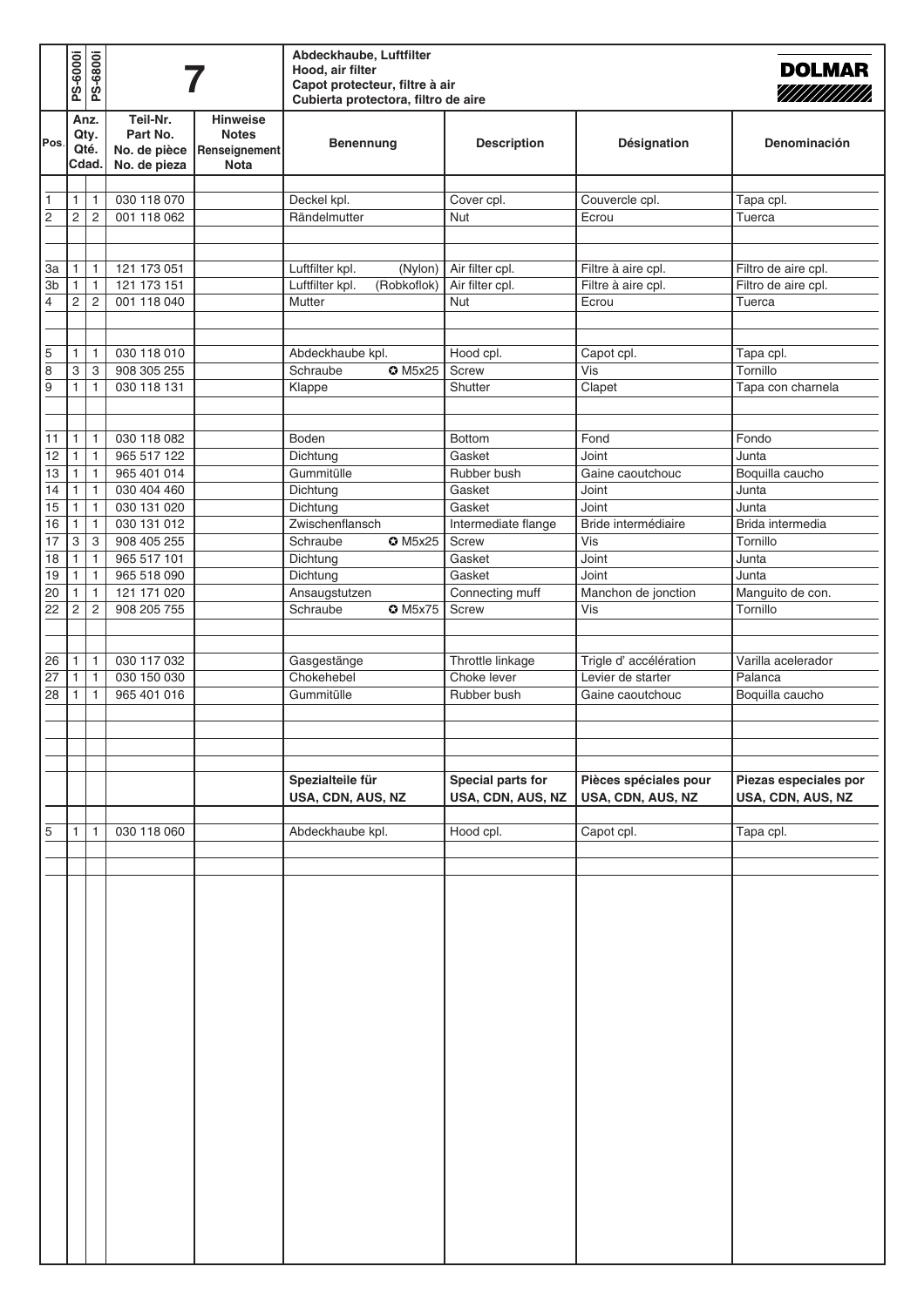| | PS-6000i | PS-6800i | 7 | | Abdeckhaube, Luftfilter<br>Hood, air filter<br>Capot protecteur, filtre à air<br>Cubierta protectora, filtro de aire | | | DOLMAR |
|---|---|---|---|---|---|---|---|---|
| Pos. | Anz.<br>Qty.<br>Qté.<br>Cdad. | | Teil-Nr.<br>Part No.<br>No. de pièce<br>No. de pieza | Hinweise<br>Notes<br>Renseignement<br>Nota | Benennung | Description | Désignation | Denominación |
| 1 | 1 | 1 | 030 118 070 | | Deckel kpl. | Cover cpl. | Couvercle cpl. | Tapa cpl. |
| 2 | 2 | 2 | 001 118 062 | | Rändelmutter | Nut | Ecrou | Tuerca |
| 3a | 1 | 1 | 121 173 051 | | Luftfilter kpl. (Nylon) | Air filter cpl. | Filtre à aire cpl. | Filtro de aire cpl. |
| 3b | 1 | 1 | 121 173 151 | | Luftfilter kpl. (Robkoflok) | Air filter cpl. | Filtre à aire cpl. | Filtro de aire cpl. |
| 4 | 2 | 2 | 001 118 040 | | Mutter | Nut | Ecrou | Tuerca |
| 5 | 1 | 1 | 030 118 010 | | Abdeckhaube kpl. | Hood cpl. | Capot cpl. | Tapa cpl. |
| 8 | 3 | 3 | 908 305 255 | | Schraube ✪ M5x25 | Screw | Vis | Tornillo |
| 9 | 1 | 1 | 030 118 131 | | Klappe | Shutter | Clapet | Tapa con charnela |
| 11 | 1 | 1 | 030 118 082 | | Boden | Bottom | Fond | Fondo |
| 12 | 1 | 1 | 965 517 122 | | Dichtung | Gasket | Joint | Junta |
| 13 | 1 | 1 | 965 401 014 | | Gummitülle | Rubber bush | Gaine caoutchouc | Boquilla caucho |
| 14 | 1 | 1 | 030 404 460 | | Dichtung | Gasket | Joint | Junta |
| 15 | 1 | 1 | 030 131 020 | | Dichtung | Gasket | Joint | Junta |
| 16 | 1 | 1 | 030 131 012 | | Zwischenflansch | Intermediate flange | Bride intermédiaire | Brida intermedia |
| 17 | 3 | 3 | 908 405 255 | | Schraube ✪ M5x25 | Screw | Vis | Tornillo |
| 18 | 1 | 1 | 965 517 101 | | Dichtung | Gasket | Joint | Junta |
| 19 | 1 | 1 | 965 518 090 | | Dichtung | Gasket | Joint | Junta |
| 20 | 1 | 1 | 121 171 020 | | Ansaugstutzen | Connecting muff | Manchon de jonction | Manguito de con. |
| 22 | 2 | 2 | 908 205 755 | | Schraube ✪ M5x75 | Screw | Vis | Tornillo |
| 26 | 1 | 1 | 030 117 032 | | Gasgestänge | Throttle linkage | Trigle d' accélération | Varilla acelerador |
| 27 | 1 | 1 | 030 150 030 | | Chokehebel | Choke lever | Levier de starter | Palanca |
| 28 | 1 | 1 | 965 401 016 | | Gummitülle | Rubber bush | Gaine caoutchouc | Boquilla caucho |
| | | | | | **Spezialteile für USA, CDN, AUS, NZ** | **Special parts for USA, CDN, AUS, NZ** | **Pièces spéciales pour USA, CDN, AUS, NZ** | **Piezas especiales por USA, CDN, AUS, NZ** |
| 5 | 1 | 1 | 030 118 060 | | Abdeckhaube kpl. | Hood cpl. | Capot cpl. | Tapa cpl. |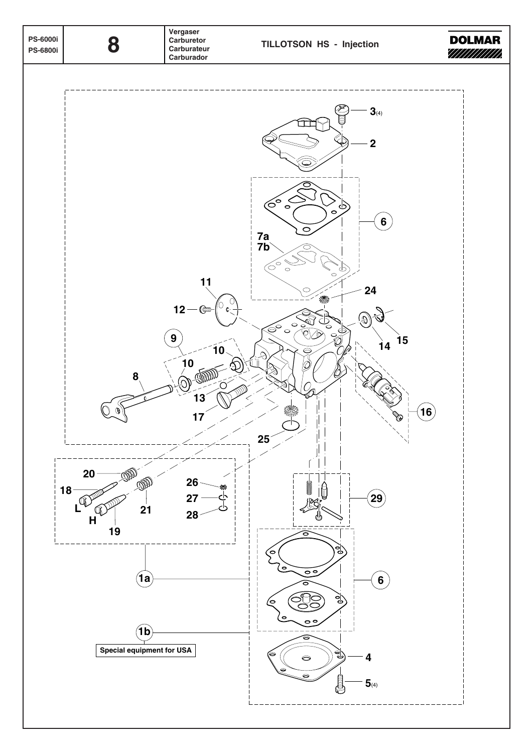| PS-6000i PS-6800i | 8 | Vergaser Carburetor Carburateur Carburador | TILLOTSON HS - Injection | DOLMAR |
|---|---|---|---|---|

3(4)

2

6

7a
7b

11

24

12

9

10

14

15

10

8

13

16

17

25

20

26

18

27

29

L

21

28

H

19

1a

6

1b

Special equipment for USA

4

5(4)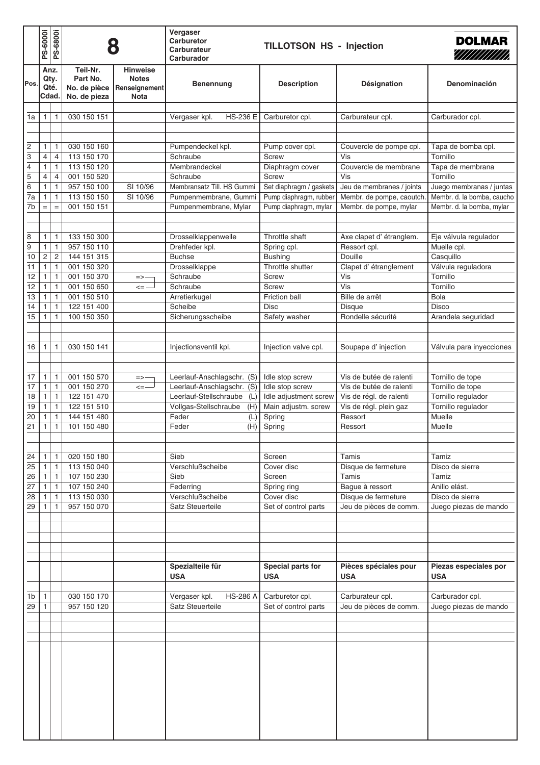| Pos. | PS-6000i Anz. Qty. Qté. Cdad. | PS-6800i Anz. Qty. Qté. Cdad. | Teil-Nr. Part No. No. de pièce No. de pieza | Hinweise Notes Renseignement Nota | Benennung | Description | Désignation | Denominación |
|---|---|---|---|---|---|---|---|---|
| | | | **8** | | Vergaser Carburetor Carburateur Carburador | **TILLOTSON HS - Injection** | | **DOLMAR** |
| 1a | 1 | 1 | 030 150 151 | | Vergaser kpl. HS-236 E | Carburetor cpl. | Carburateur cpl. | Carburador cpl. |
| 2 | 1 | 1 | 030 150 160 | | Pumpendeckel kpl. | Pump cover cpl. | Couvercle de pompe cpl. | Tapa de bomba cpl. |
| 3 | 4 | 4 | 113 150 170 | | Schraube | Screw | Vis | Tornillo |
| 4 | 1 | 1 | 113 150 120 | | Membrandeckel | Diaphragm cover | Couvercle de membrane | Tapa de membrana |
| 5 | 4 | 4 | 001 150 520 | | Schraube | Screw | Vis | Tornillo |
| 6 | 1 | 1 | 957 150 100 | SI 10/96 | Membransatz Till. HS Gummi | Set diaphragm / gaskets | Jeu de membranes / joints | Juego membranas / juntas |
| 7a | 1 | 1 | 113 150 150 | SI 10/96 | Pumpenmembrane, Gummi | Pump diaphragm, rubber | Membr. de pompe, caoutch. | Membr. d. la bomba, caucho |
| 7b | = | = | 001 150 151 | | Pumpenmembrane, Mylar | Pump diaphragm, mylar | Membr. de pompe, mylar | Membr. d. la bomba, mylar |
| 8 | 1 | 1 | 133 150 300 | | Drosselklappenwelle | Throttle shaft | Axe clapet d' étranglem. | Eje válvula regulador |
| 9 | 1 | 1 | 957 150 110 | | Drehfeder kpl. | Spring cpl. | Ressort cpl. | Muelle cpl. |
| 10 | 2 | 2 | 144 151 315 | | Buchse | Bushing | Douille | Casquillo |
| 11 | 1 | 1 | 001 150 320 | | Drosselklappe | Throttle shutter | Clapet d' étranglement | Válvula reguladora |
| 12 | 1 | 1 | 001 150 370 | => | Schraube | Screw | Vis | Tornillo |
| 12 | 1 | 1 | 001 150 650 | <= | Schraube | Screw | Vis | Tornillo |
| 13 | 1 | 1 | 001 150 510 | | Arretierkugel | Friction ball | Bille de arrêt | Bola |
| 14 | 1 | 1 | 122 151 400 | | Scheibe | Disc | Disque | Disco |
| 15 | 1 | 1 | 100 150 350 | | Sicherungsscheibe | Safety washer | Rondelle sécurité | Arandela seguridad |
| 16 | 1 | 1 | 030 150 141 | | Injectionsventil kpl. | Injection valve cpl. | Soupape d' injection | Válvula para inyecciones |
| 17 | 1 | 1 | 001 150 570 | => | Leerlauf-Anschlagschr. (S) | Idle stop screw | Vis de butée de ralenti | Tornillo de tope |
| 17 | 1 | 1 | 001 150 270 | <= | Leerlauf-Anschlagschr. (S) | Idle stop screw | Vis de butée de ralenti | Tornillo de tope |
| 18 | 1 | 1 | 122 151 470 | | Leerlauf-Stellschraube (L) | Idle adjustment screw | Vis de régl. de ralenti | Tornillo regulador |
| 19 | 1 | 1 | 122 151 510 | | Vollgas-Stellschraube (H) | Main adjustm. screw | Vis de régl. plein gaz | Tornillo regulador |
| 20 | 1 | 1 | 144 151 480 | | Feder (L) | Spring | Ressort | Muelle |
| 21 | 1 | 1 | 101 150 480 | | Feder (H) | Spring | Ressort | Muelle |
| 24 | 1 | 1 | 020 150 180 | | Sieb | Screen | Tamis | Tamiz |
| 25 | 1 | 1 | 113 150 040 | | Verschlußscheibe | Cover disc | Disque de fermeture | Disco de sierre |
| 26 | 1 | 1 | 107 150 230 | | Sieb | Screen | Tamis | Tamiz |
| 27 | 1 | 1 | 107 150 240 | | Federring | Spring ring | Bague à ressort | Anillo elást. |
| 28 | 1 | 1 | 113 150 030 | | Verschlußscheibe | Cover disc | Disque de fermeture | Disco de sierre |
| 29 | 1 | 1 | 957 150 070 | | Satz Steuerteile | Set of control parts | Jeu de pièces de comm. | Juego piezas de mando |
| | | | | | **Spezialteile für USA** | **Special parts for USA** | **Pièces spéciales pour USA** | **Piezas especiales por USA** |
| 1b | 1 | | 030 150 170 | | Vergaser kpl. HS-286 A | Carburetor cpl. | Carburateur cpl. | Carburador cpl. |
| 29 | 1 | | 957 150 120 | | Satz Steuerteile | Set of control parts | Jeu de pièces de comm. | Juego piezas de mando |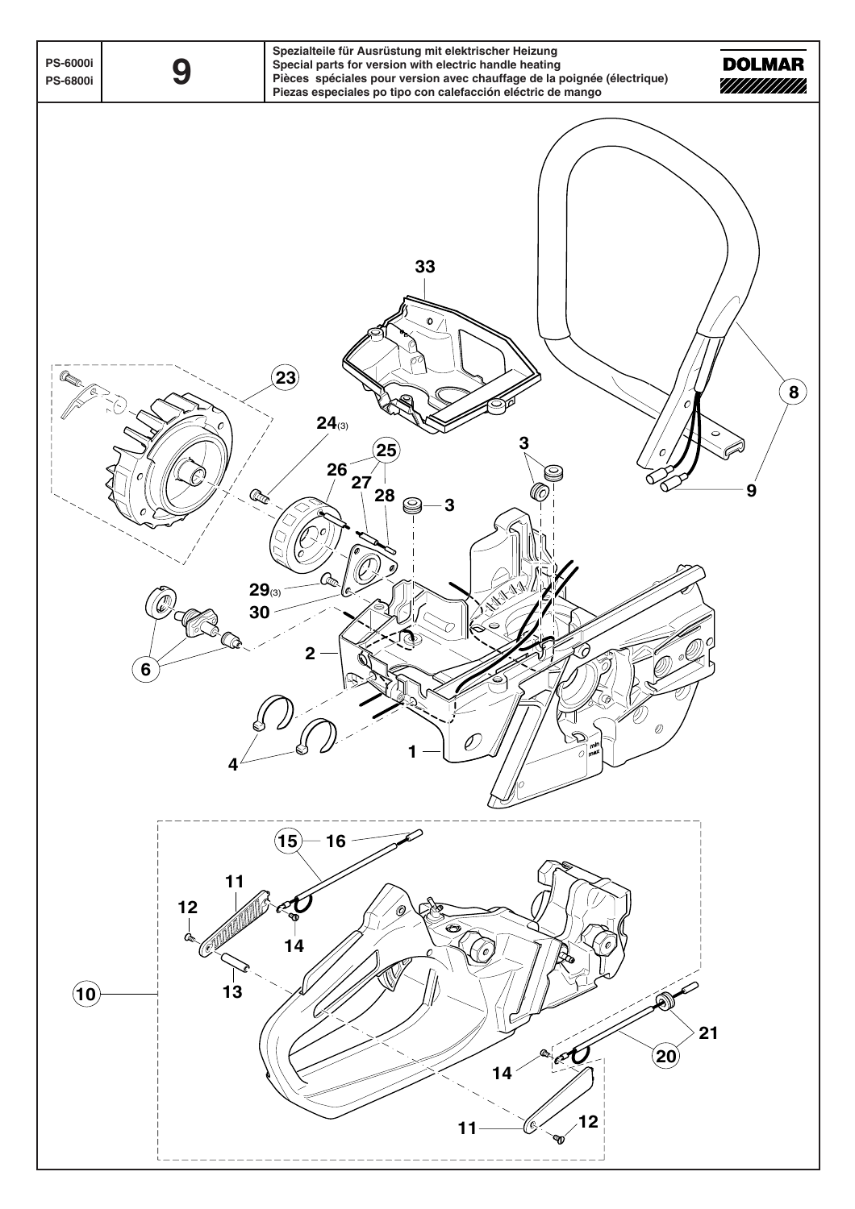| PS-6000i PS-6800i | 9 | Spezialteile für Ausrüstung mit elektrischer Heizung Special parts for version with electric handle heating Pièces spéciales pour version avec chauffage de la poignée (électrique) Piezas especiales po tipo con calefacción eléctric de mango | DOLMAR |
| --- | --- | --- | --- |

33

23

24(3)

25

26

27

28

3

3

8

9

29(3)

30

2

6

4

1

15

16

11

12

14

13

10

21

20

14

11

12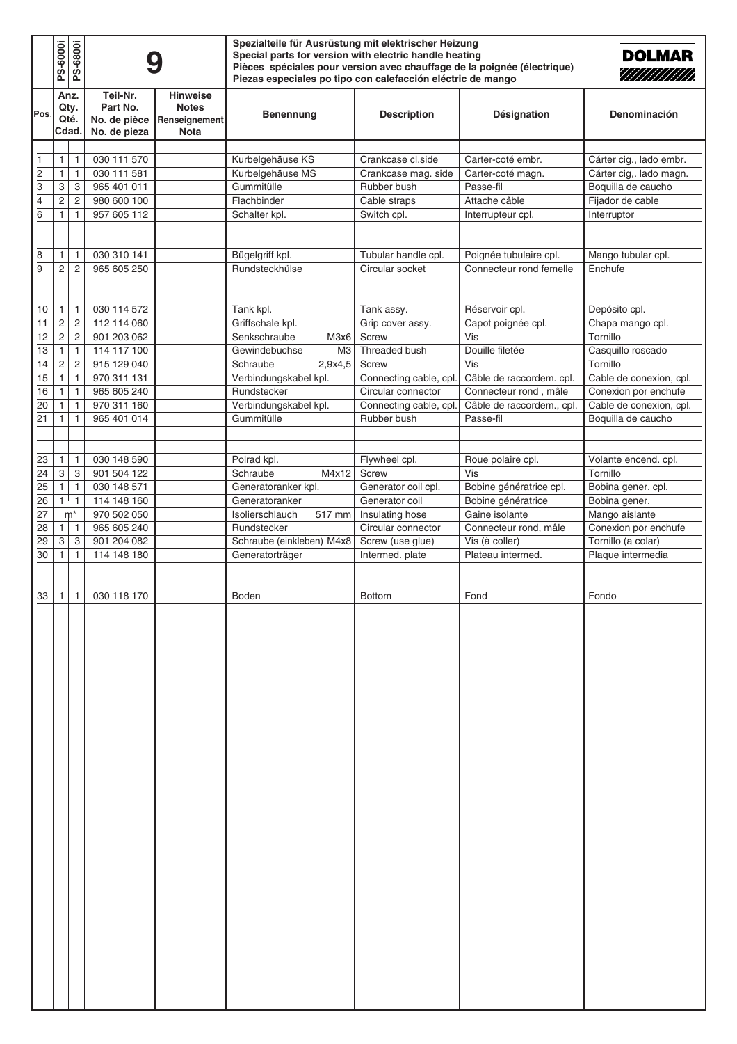| Pos. | PS-6000i | PS-6800i | Teil-Nr. / Part No. / No. de pièce / No. de pieza | Hinweise / Notes / Renseignement / Nota | Benennung | Description | Désignation | Denominación |
|---|---|---|---|---|---|---|---|---|
| | Anz. / Qty. / Qté. / Cdad. | | | | | | | |
| 1 | 1 | 1 | 030 111 570 | | Kurbelgehäuse KS | Crankcase cl.side | Carter-coté embr. | Cárter cig., lado embr. |
| 2 | 1 | 1 | 030 111 581 | | Kurbelgehäuse MS | Crankcase mag. side | Carter-coté magn. | Cárter cig,. lado magn. |
| 3 | 3 | 3 | 965 401 011 | | Gummitülle | Rubber bush | Passe-fil | Boquilla de caucho |
| 4 | 2 | 2 | 980 600 100 | | Flachbinder | Cable straps | Attache câble | Fijador de cable |
| 6 | 1 | 1 | 957 605 112 | | Schalter kpl. | Switch cpl. | Interrupteur cpl. | Interruptor |
| 8 | 1 | 1 | 030 310 141 | | Bügelgriff kpl. | Tubular handle cpl. | Poignée tubulaire cpl. | Mango tubular cpl. |
| 9 | 2 | 2 | 965 605 250 | | Rundsteckhülse | Circular socket | Connecteur rond femelle | Enchufe |
| 10 | 1 | 1 | 030 114 572 | | Tank kpl. | Tank assy. | Réservoir cpl. | Depósito cpl. |
| 11 | 2 | 2 | 112 114 060 | | Griffschale kpl. | Grip cover assy. | Capot poignée cpl. | Chapa mango cpl. |
| 12 | 2 | 2 | 901 203 062 | | Senkschraube M3x6 | Screw | Vis | Tornillo |
| 13 | 1 | 1 | 114 117 100 | | Gewindebuchse M3 | Threaded bush | Douille filetée | Casquillo roscado |
| 14 | 2 | 2 | 915 129 040 | | Schraube 2,9x4,5 | Screw | Vis | Tornillo |
| 15 | 1 | 1 | 970 311 131 | | Verbindungskabel kpl. | Connecting cable, cpl. | Câble de raccordem. cpl. | Cable de conexion, cpl. |
| 16 | 1 | 1 | 965 605 240 | | Rundstecker | Circular connector | Connecteur rond , mâle | Conexion por enchufe |
| 20 | 1 | 1 | 970 311 160 | | Verbindungskabel kpl. | Connecting cable, cpl. | Câble de raccordem., cpl. | Cable de conexion, cpl. |
| 21 | 1 | 1 | 965 401 014 | | Gummitülle | Rubber bush | Passe-fil | Boquilla de caucho |
| 23 | 1 | 1 | 030 148 590 | | Polrad kpl. | Flywheel cpl. | Roue polaire cpl. | Volante encend. cpl. |
| 24 | 3 | 3 | 901 504 122 | | Schraube M4x12 | Screw | Vis | Tornillo |
| 25 | 1 | 1 | 030 148 571 | | Generatoranker kpl. | Generator coil cpl. | Bobine génératrice cpl. | Bobina gener. cpl. |
| 26 | 1 | 1 | 114 148 160 | | Generatoranker | Generator coil | Bobine génératrice | Bobina gener. |
| 27 | m* | | 970 502 050 | | Isolierschlauch 517 mm | Insulating hose | Gaine isolante | Mango aislante |
| 28 | 1 | 1 | 965 605 240 | | Rundstecker | Circular connector | Connecteur rond, mâle | Conexion por enchufe |
| 29 | 3 | 3 | 901 204 082 | | Schraube (einkleben) M4x8 | Screw (use glue) | Vis (à coller) | Tornillo (a colar) |
| 30 | 1 | 1 | 114 148 180 | | Generatorträger | Intermed. plate | Plateau intermed. | Plaque intermedia |
| 33 | 1 | 1 | 030 118 170 | | Boden | Bottom | Fond | Fondo |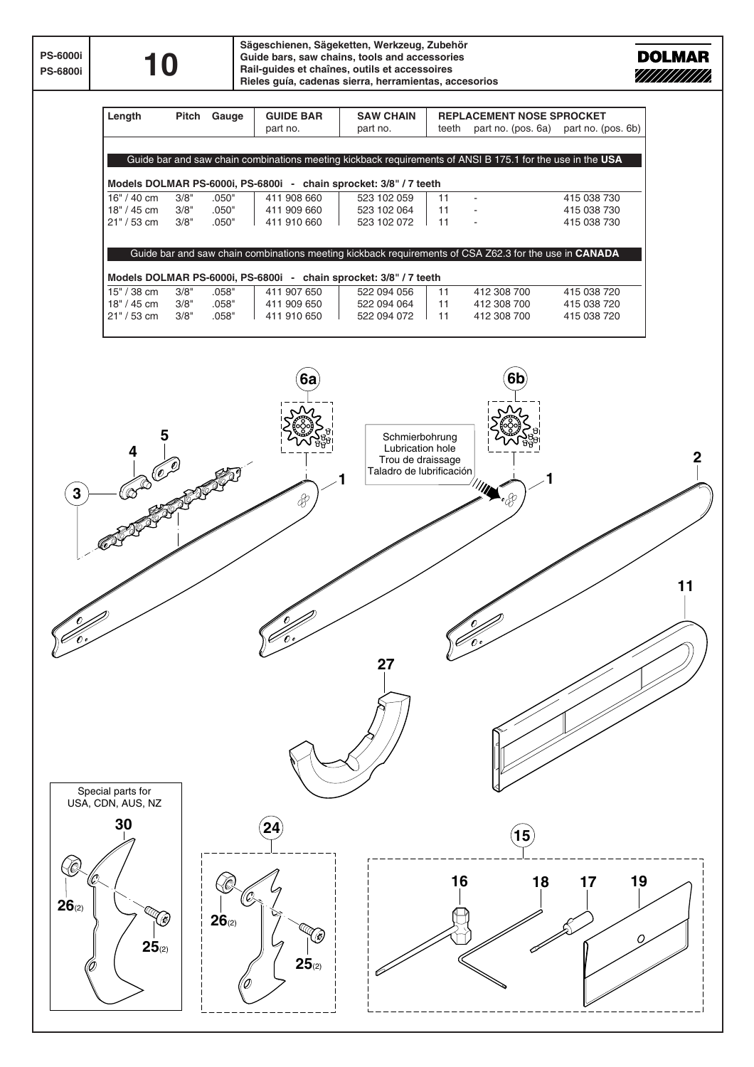PS-6000i
PS-6800i

# 10

**Sägeschienen, Sägeketten, Werkzeug, Zubehör**
**Guide bars, saw chains, tools and accessories**
**Rail-guides et chaînes, outils et accessoires**
**Rieles guía, cadenas sierra, herramientas, accesorios**

**DOLMAR**

| Length | Pitch | Gauge | GUIDE BAR part no. | SAW CHAIN part no. | REPLACEMENT NOSE SPROCKET teeth | part no. (pos. 6a) | part no. (pos. 6b) |
|---|---|---|---|---|---|---|---|
| Guide bar and saw chain combinations meeting kickback requirements of ANSI B 175.1 for the use in the **USA** | | | | | | | |
| **Models DOLMAR PS-6000i, PS-6800i - chain sprocket: 3/8" / 7 teeth** | | | | | | | |
| 16" / 40 cm | 3/8" | .050" | 411 908 660 | 523 102 059 | 11 | - | 415 038 730 |
| 18" / 45 cm | 3/8" | .050" | 411 909 660 | 523 102 064 | 11 | - | 415 038 730 |
| 21" / 53 cm | 3/8" | .050" | 411 910 660 | 523 102 072 | 11 | - | 415 038 730 |
| Guide bar and saw chain combinations meeting kickback requirements of CSA Z62.3 for the use in **CANADA** | | | | | | | |
| **Models DOLMAR PS-6000i, PS-6800i - chain sprocket: 3/8" / 7 teeth** | | | | | | | |
| 15" / 38 cm | 3/8" | .058" | 411 907 650 | 522 094 056 | 11 | 412 308 700 | 415 038 720 |
| 18" / 45 cm | 3/8" | .058" | 411 909 650 | 522 094 064 | 11 | 412 308 700 | 415 038 720 |
| 21" / 53 cm | 3/8" | .058" | 411 910 650 | 522 094 072 | 11 | 412 308 700 | 415 038 720 |

6a
6b
5
4
3
1
Schmierbohrung
Lubrication hole
Trou de draissage
Taladro de lubrificación
1
2
11
27

Special parts for USA, CDN, AUS, NZ

30
26(2)
25(2)
24
26(2)
25(2)
15
16
18
17
19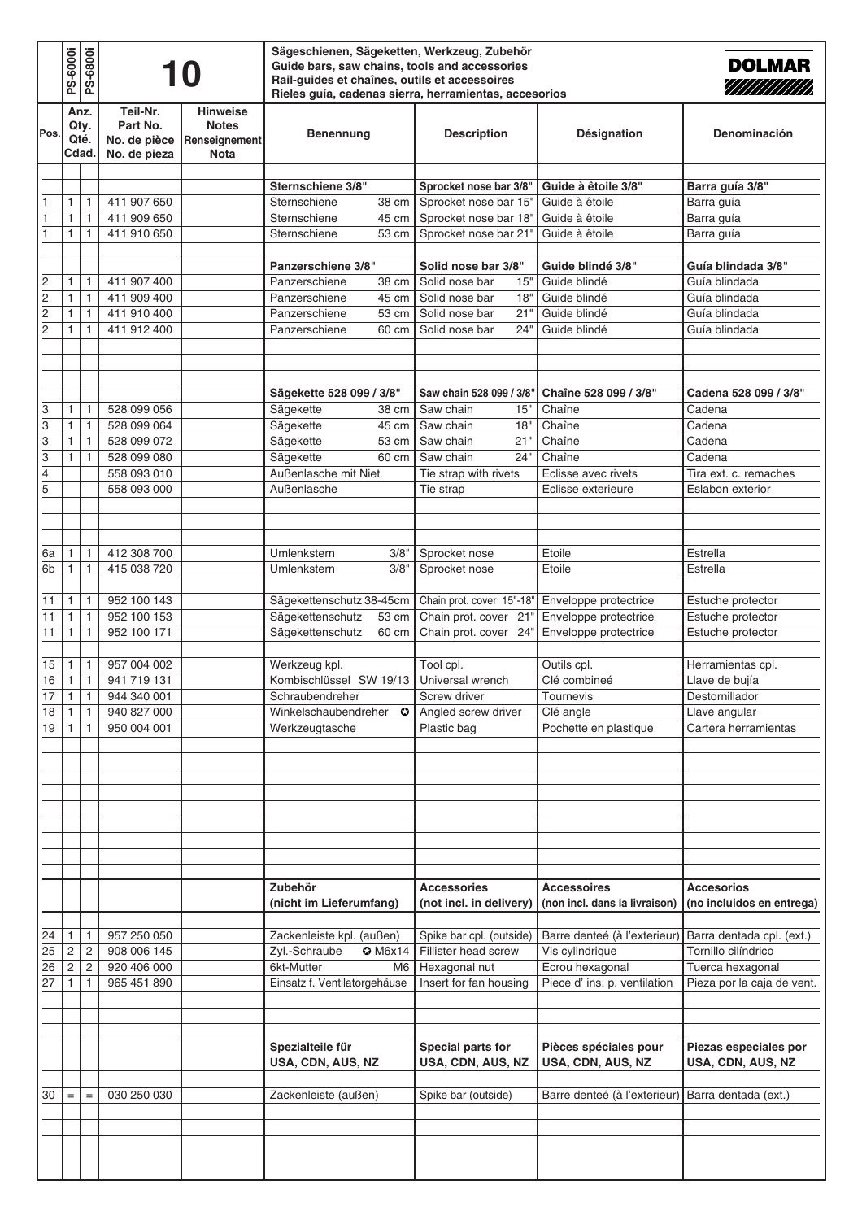| | PS-6000i | PS-6800i | 10 | | Sägeschienen, Sägeketten, Werkzeug, Zubehör<br>Guide bars, saw chains, tools and accessories<br>Rail-guides et chaînes, outils et accessoires<br>Rieles guía, cadenas sierra, herramientas, accesorios | | | DOLMAR |
|---|---|---|---|---|---|---|---|---|
| Pos. | Anz. Qty. Qté. Cdad. | | Teil-Nr. Part No. No. de pièce No. de pieza | Hinweise Notes Renseignement Nota | Benennung | Description | Désignation | Denominación |
| | | | | | **Sternschiene 3/8"** | **Sprocket nose bar 3/8"** | **Guide à êtoile 3/8"** | **Barra guía 3/8"** |
| 1 | 1 | 1 | 411 907 650 | | Sternschiene 38 cm | Sprocket nose bar 15" | Guide à êtoile | Barra guía |
| 1 | 1 | 1 | 411 909 650 | | Sternschiene 45 cm | Sprocket nose bar 18" | Guide à êtoile | Barra guía |
| 1 | 1 | 1 | 411 910 650 | | Sternschiene 53 cm | Sprocket nose bar 21" | Guide à êtoile | Barra guía |
| | | | | | **Panzerschiene 3/8"** | **Solid nose bar 3/8"** | **Guide blindé 3/8"** | **Guía blindada 3/8"** |
| 2 | 1 | 1 | 411 907 400 | | Panzerschiene 38 cm | Solid nose bar 15" | Guide blindé | Guía blindada |
| 2 | 1 | 1 | 411 909 400 | | Panzerschiene 45 cm | Solid nose bar 18" | Guide blindé | Guía blindada |
| 2 | 1 | 1 | 411 910 400 | | Panzerschiene 53 cm | Solid nose bar 21" | Guide blindé | Guía blindada |
| 2 | 1 | 1 | 411 912 400 | | Panzerschiene 60 cm | Solid nose bar 24" | Guide blindé | Guía blindada |
| | | | | | **Sägekette 528 099 / 3/8"** | **Saw chain 528 099 / 3/8"** | **Chaîne 528 099 / 3/8"** | **Cadena 528 099 / 3/8"** |
| 3 | 1 | 1 | 528 099 056 | | Sägekette 38 cm | Saw chain 15" | Chaîne | Cadena |
| 3 | 1 | 1 | 528 099 064 | | Sägekette 45 cm | Saw chain 18" | Chaîne | Cadena |
| 3 | 1 | 1 | 528 099 072 | | Sägekette 53 cm | Saw chain 21" | Chaîne | Cadena |
| 3 | 1 | 1 | 528 099 080 | | Sägekette 60 cm | Saw chain 24" | Chaîne | Cadena |
| 4 | | | 558 093 010 | | Außenlasche mit Niet | Tie strap with rivets | Eclisse avec rivets | Tira ext. c. remaches |
| 5 | | | 558 093 000 | | Außenlasche | Tie strap | Eclisse exterieure | Eslabon exterior |
| 6a | 1 | 1 | 412 308 700 | | Umlenkstern 3/8" | Sprocket nose | Etoile | Estrella |
| 6b | 1 | 1 | 415 038 720 | | Umlenkstern 3/8" | Sprocket nose | Etoile | Estrella |
| 11 | 1 | 1 | 952 100 143 | | Sägekettenschutz 38-45cm | Chain prot. cover 15"-18" | Enveloppe protectrice | Estuche protector |
| 11 | 1 | 1 | 952 100 153 | | Sägekettenschutz 53 cm | Chain prot. cover 21" | Enveloppe protectrice | Estuche protector |
| 11 | 1 | 1 | 952 100 171 | | Sägekettenschutz 60 cm | Chain prot. cover 24" | Enveloppe protectrice | Estuche protector |
| 15 | 1 | 1 | 957 004 002 | | Werkzeug kpl. | Tool cpl. | Outils cpl. | Herramientas cpl. |
| 16 | 1 | 1 | 941 719 131 | | Kombischlüssel SW 19/13 | Universal wrench | Clé combineé | Llave de bujía |
| 17 | 1 | 1 | 944 340 001 | | Schraubendreher | Screw driver | Tournevis | Destornillador |
| 18 | 1 | 1 | 940 827 000 | | Winkelschraubendreher ✪ | Angled screw driver | Clé angle | Llave angular |
| 19 | 1 | 1 | 950 004 001 | | Werkzeugtasche | Plastic bag | Pochette en plastique | Cartera herramientas |
| | | | | | **Zubehör (nicht im Lieferumfang)** | **Accessories (not incl. in delivery)** | **Accessoires (non incl. dans la livraison)** | **Accesorios (no incluidos en entrega)** |
| 24 | 1 | 1 | 957 250 050 | | Zackenleiste kpl. (außen) | Spike bar cpl. (outside) | Barre denteé (à l'exterieur) | Barra dentada cpl. (ext.) |
| 25 | 2 | 2 | 908 006 145 | | Zyl.-Schraube ✪ M6x14 | Fillister head screw | Vis cylindrique | Tornillo cilíndrico |
| 26 | 2 | 2 | 920 406 000 | | 6kt-Mutter M6 | Hexagonal nut | Ecrou hexagonal | Tuerca hexagonal |
| 27 | 1 | 1 | 965 451 890 | | Einsatz f. Ventilatorgehäuse | Insert for fan housing | Piece d' ins. p. ventilation | Pieza por la caja de vent. |
| | | | | | **Spezialteile für USA, CDN, AUS, NZ** | **Special parts for USA, CDN, AUS, NZ** | **Pièces spéciales pour USA, CDN, AUS, NZ** | **Piezas especiales por USA, CDN, AUS, NZ** |
| 30 | = | = | 030 250 030 | | Zackenleiste (außen) | Spike bar (outside) | Barre denteé (à l'exterieur) | Barra dentada (ext.) |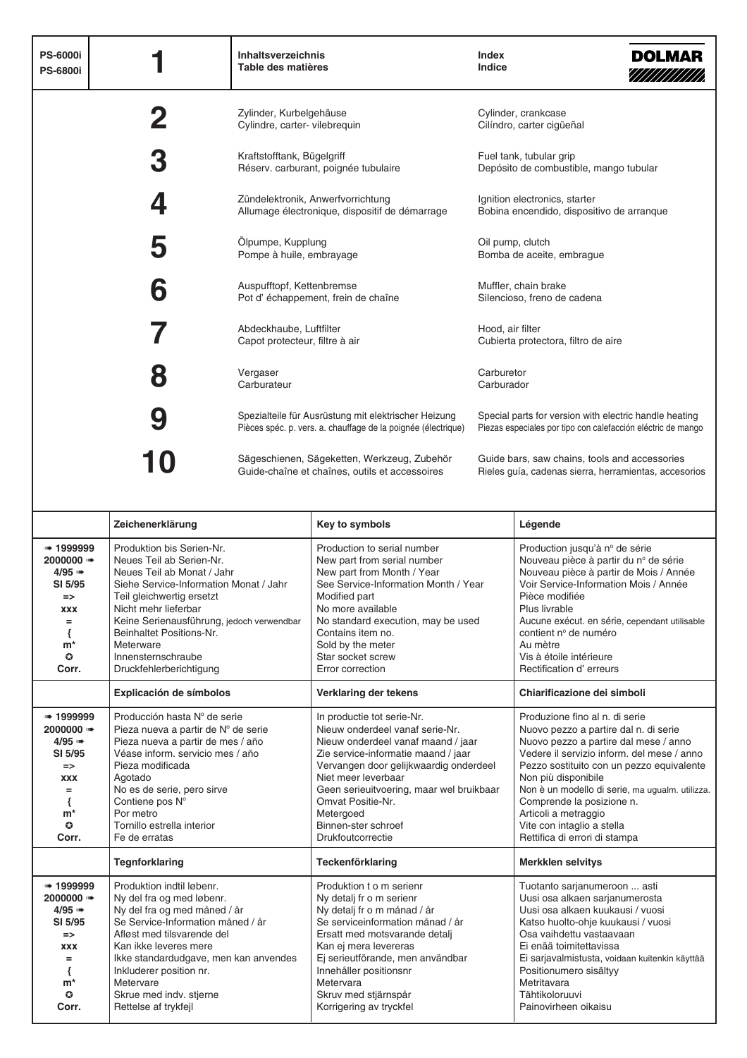| PS-6000i PS-6800i | 1 | Inhaltsverzeichnis Table des matières | Index Indice |
|---|---|---|---|
| | 2 | Zylinder, Kurbelgehäuse Cylindre, carter- vilebrequin | Cylinder, crankcase Cilíndro, carter cigüeñal |
| | 3 | Kraftstofftank, Bügelgriff Réserv. carburant, poignée tubulaire | Fuel tank, tubular grip Depósito de combustible, mango tubular |
| | 4 | Zündelektronik, Anwerfvorrichtung Allumage électronique, dispositif de démarrage | Ignition electronics, starter Bobina encendido, dispositivo de arranque |
| | 5 | Ölpumpe, Kupplung Pompe à huile, embrayage | Oil pump, clutch Bomba de aceite, embrague |
| | 6 | Auspufftopf, Kettenbremse Pot d' échappement, frein de chaîne | Muffler, chain brake Silencioso, freno de cadena |
| | 7 | Abdeckhaube, Luftfilter Capot protecteur, filtre à air | Hood, air filter Cubierta protectora, filtro de aire |
| | 8 | Vergaser Carburateur | Carburetor Carburador |
| | 9 | Spezialteile für Ausrüstung mit elektrischer Heizung Pièces spéc. p. vers. a. chauffage de la poignée (électrique) | Special parts for version with electric handle heating Piezas especiales por tipo con calefacción eléctric de mango |
| | 10 | Sägeschienen, Sägeketten, Werkzeug, Zubehör Guide-chaîne et chaînes, outils et accessoires | Guide bars, saw chains, tools and accessories Rieles guía, cadenas sierra, herramientas, accesorios |

| | Zeichenerklärung | Key to symbols | Légende |
|---|---|---|---|
| ➠ 1999999 | Produktion bis Serien-Nr. | Production to serial number | Production jusqu'à n° de série |
| 2000000 ➠ | Neues Teil ab Serien-Nr. | New part from serial number | Nouveau pièce à partir du n° de série |
| 4/95 ➠ | Neues Teil ab Monat / Jahr | New part from Month / Year | Nouveau pièce à partir de Mois / Année |
| SI 5/95 | Siehe Service-Information Monat / Jahr | See Service-Information Month / Year | Voir Service-Information Mois / Année |
| => | Teil gleichwertig ersetzt | Modified part | Pièce modifiée |
| xxx | Nicht mehr lieferbar | No more available | Plus livrable |
| = | Keine Serienausführung, jedoch verwendbar | No standard execution, may be used | Aucune exécut. en série, cependant utilisable |
| { | Beinhaltet Positions-Nr. | Contains item no. | contient n° de numéro |
| m* | Meterware | Sold by the meter | Au mètre |
| ✪ | Innensternschraube | Star socket screw | Vis à étoile intérieure |
| Corr. | Druckfehlerberichtigung | Error correction | Rectification d' erreurs |

| | Explicación de símbolos | Verklaring der tekens | Chiarificazione dei simboli |
|---|---|---|---|
| ➠ 1999999 | Producción hasta N° de serie | In productie tot serie-Nr. | Produzione fino al n. di serie |
| 2000000 ➠ | Pieza nueva a partir de N° de serie | Nieuw onderdeel vanaf serie-Nr. | Nuovo pezzo a partire dal n. di serie |
| 4/95 ➠ | Pieza nueva a partir de mes / año | Nieuw onderdeel vanaf maand / jaar | Nuovo pezzo a partire dal mese / anno |
| SI 5/95 | Véase inform. servicio mes / año | Zie service-informatie maand / jaar | Vedere il servizio inform. del mese / anno |
| => | Pieza modificada | Vervangen door gelijkwaardig onderdeel | Pezzo sostituito con un pezzo equivalente |
| xxx | Agotado | Niet meer leverbaar | Non più disponibile |
| = | No es de serie, pero sirve | Geen serieuitvoering, maar wel bruikbaar | Non è un modello di serie, ma ugualm. utilizza. |
| { | Contiene pos N° | Omvat Positie-Nr. | Comprende la posizione n. |
| m* | Por metro | Metergoed | Articoli a metraggio |
| ✪ | Tornillo estrella interior | Binnen-ster schroef | Vite con intaglio a stella |
| Corr. | Fe de erratas | Drukfoutcorrectie | Rettifica di errori di stampa |

| | Tegnforklaring | Teckenförklaring | Merkklen selvitys |
|---|---|---|---|
| ➠ 1999999 | Produktion indtil løbenr. | Produktion t o m serienr | Tuotanto sarjanumeroon ... asti |
| 2000000 ➠ | Ny del fra og med løbenr. | Ny detalj fr o m serienr | Uusi osa alkaen sarjanumerosta |
| 4/95 ➠ | Ny del fra og med måned / år | Ny detalj fr o m månad / år | Uusi osa alkaen kuukausi / vuosi |
| SI 5/95 | Se Service-Information måned / år | Se serviceinformation månad / år | Katso huolto-ohje kuukausi / vuosi |
| => | Afløst med tilsvarende del | Ersatt med motsvarande detalj | Osa vaihdettu vastaavaan |
| xxx | Kan ikke leveres mere | Kan ej mera levereras | Ei enää toimitettavissa |
| = | Ikke standardudgave, men kan anvendes | Ej serieutförande, men användbar | Ei sarjavalmistusta, voidaan kuitenkin käyttää |
| { | Inkluderer position nr. | Innehåller positionsnr | Positionumero sisältyy |
| m* | Metervare | Metervara | Metritavara |
| ✪ | Skrue med indv. stjerne | Skruv med stjärnspår | Tähtikoloruuvi |
| Corr. | Rettelse af trykfejl | Korrigering av tryckfel | Painovirheen oikaisu |